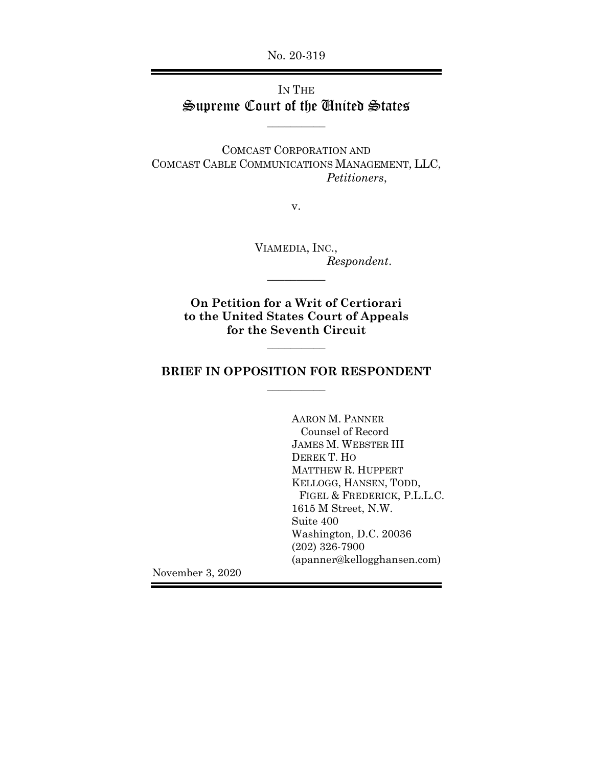No. 20-319

IN THE
# Supreme Court of the United States

---

COMCAST CORPORATION AND
COMCAST CABLE COMMUNICATIONS MANAGEMENT, LLC,
*Petitioners*,

v.

VIAMEDIA, INC.,
*Respondent*.

---

**On Petition for a Writ of Certiorari
to the United States Court of Appeals
for the Seventh Circuit**

---

## BRIEF IN OPPOSITION FOR RESPONDENT

---

AARON M. PANNER
Counsel of Record
JAMES M. WEBSTER III
DEREK T. HO
MATTHEW R. HUPPERT
KELLOGG, HANSEN, TODD,
FIGEL & FREDERICK, P.L.L.C.
1615 M Street, N.W.
Suite 400
Washington, D.C. 20036
(202) 326-7900
(apanner@kellogghansen.com)

November 3, 2020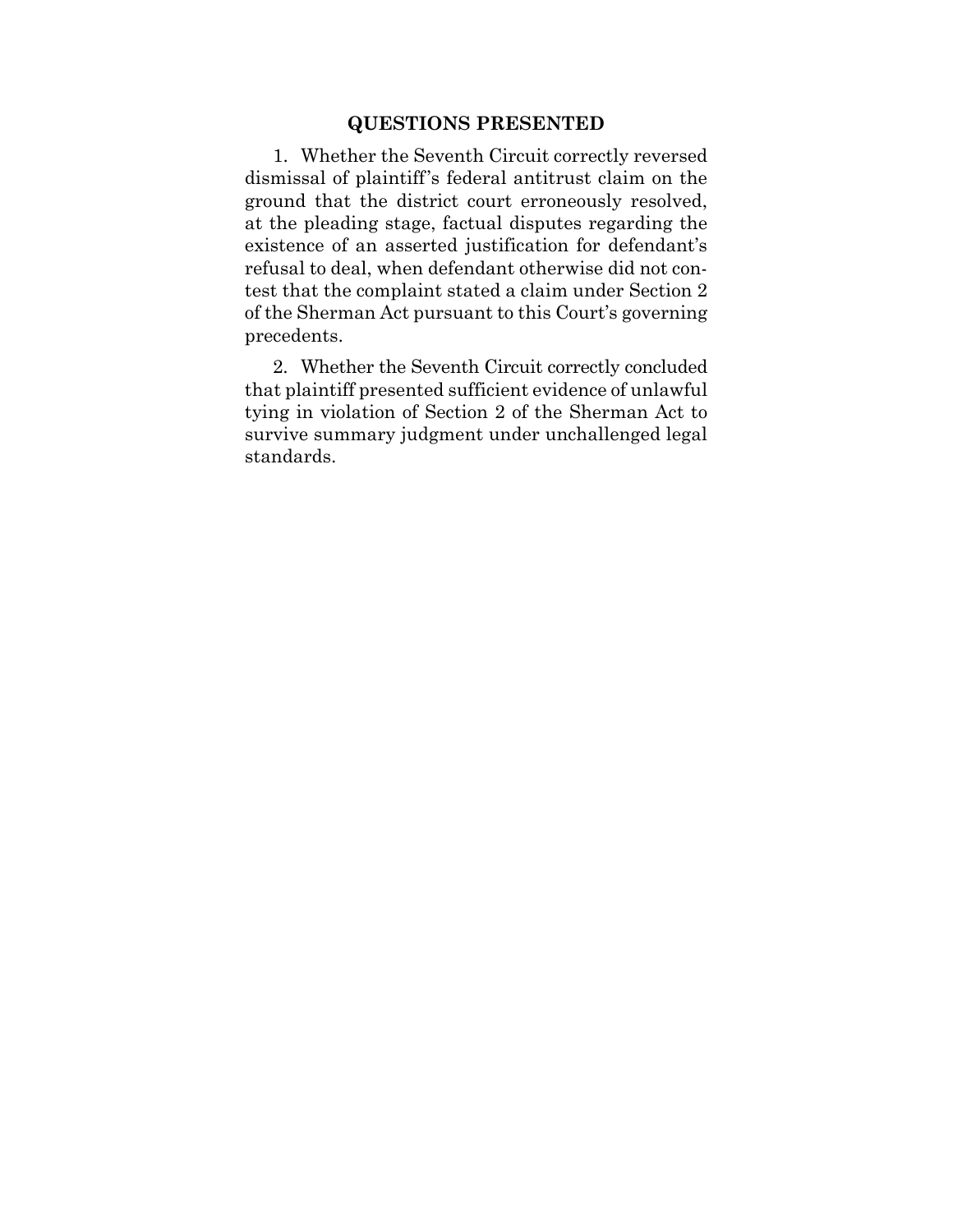## QUESTIONS PRESENTED

1. Whether the Seventh Circuit correctly reversed dismissal of plaintiff's federal antitrust claim on the ground that the district court erroneously resolved, at the pleading stage, factual disputes regarding the existence of an asserted justification for defendant's refusal to deal, when defendant otherwise did not contest that the complaint stated a claim under Section 2 of the Sherman Act pursuant to this Court's governing precedents.

2. Whether the Seventh Circuit correctly concluded that plaintiff presented sufficient evidence of unlawful tying in violation of Section 2 of the Sherman Act to survive summary judgment under unchallenged legal standards.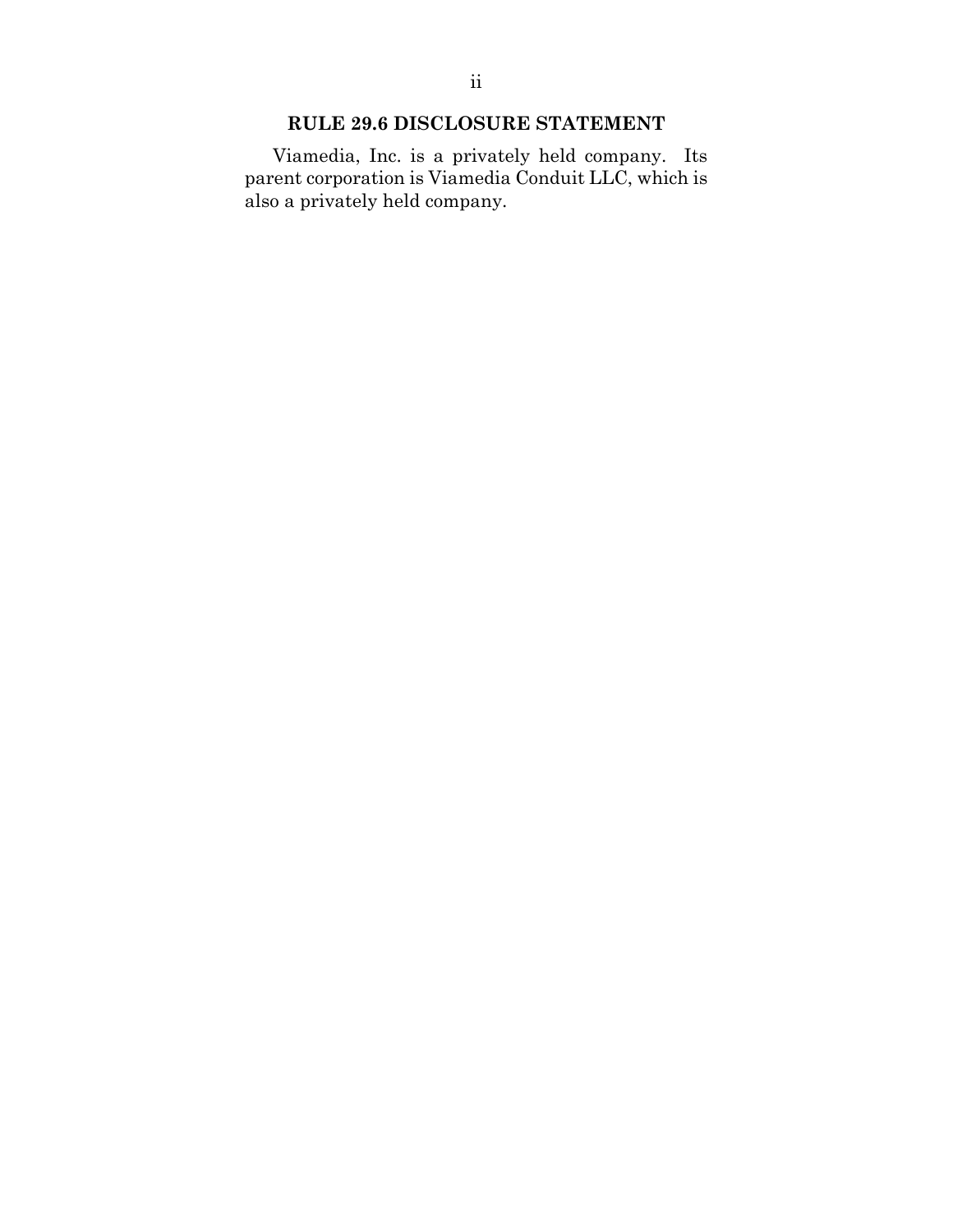## RULE 29.6 DISCLOSURE STATEMENT

Viamedia, Inc. is a privately held company. Its parent corporation is Viamedia Conduit LLC, which is also a privately held company.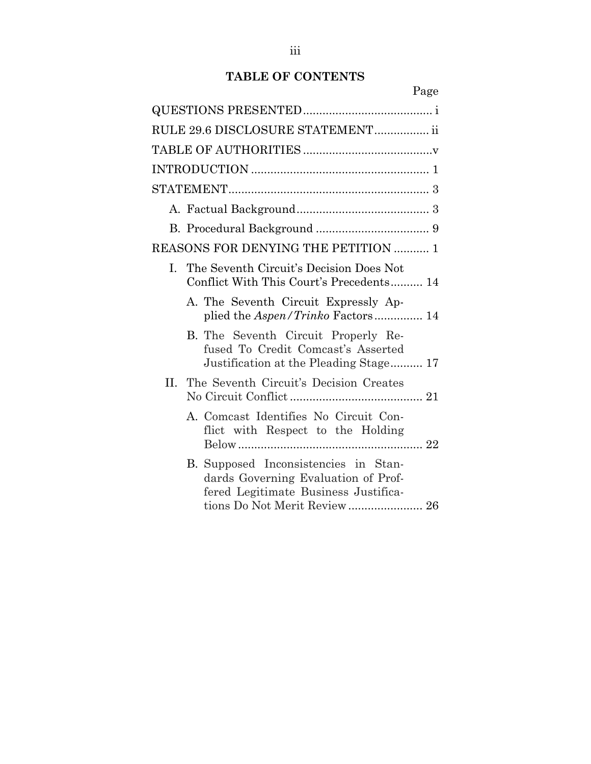## TABLE OF CONTENTS

| | Page |
|---|---|
| QUESTIONS PRESENTED | i |
| RULE 29.6 DISCLOSURE STATEMENT | ii |
| TABLE OF AUTHORITIES | v |
| INTRODUCTION | 1 |
| STATEMENT | 3 |
| A. Factual Background | 3 |
| B. Procedural Background | 9 |
| REASONS FOR DENYING THE PETITION | 1 |
| I. The Seventh Circuit's Decision Does Not Conflict With This Court's Precedents | 14 |
| A. The Seventh Circuit Expressly Applied the *Aspen/Trinko* Factors | 14 |
| B. The Seventh Circuit Properly Refused To Credit Comcast's Asserted Justification at the Pleading Stage | 17 |
| II. The Seventh Circuit's Decision Creates No Circuit Conflict | 21 |
| A. Comcast Identifies No Circuit Conflict with Respect to the Holding Below | 22 |
| B. Supposed Inconsistencies in Standards Governing Evaluation of Proffered Legitimate Business Justifications Do Not Merit Review | 26 |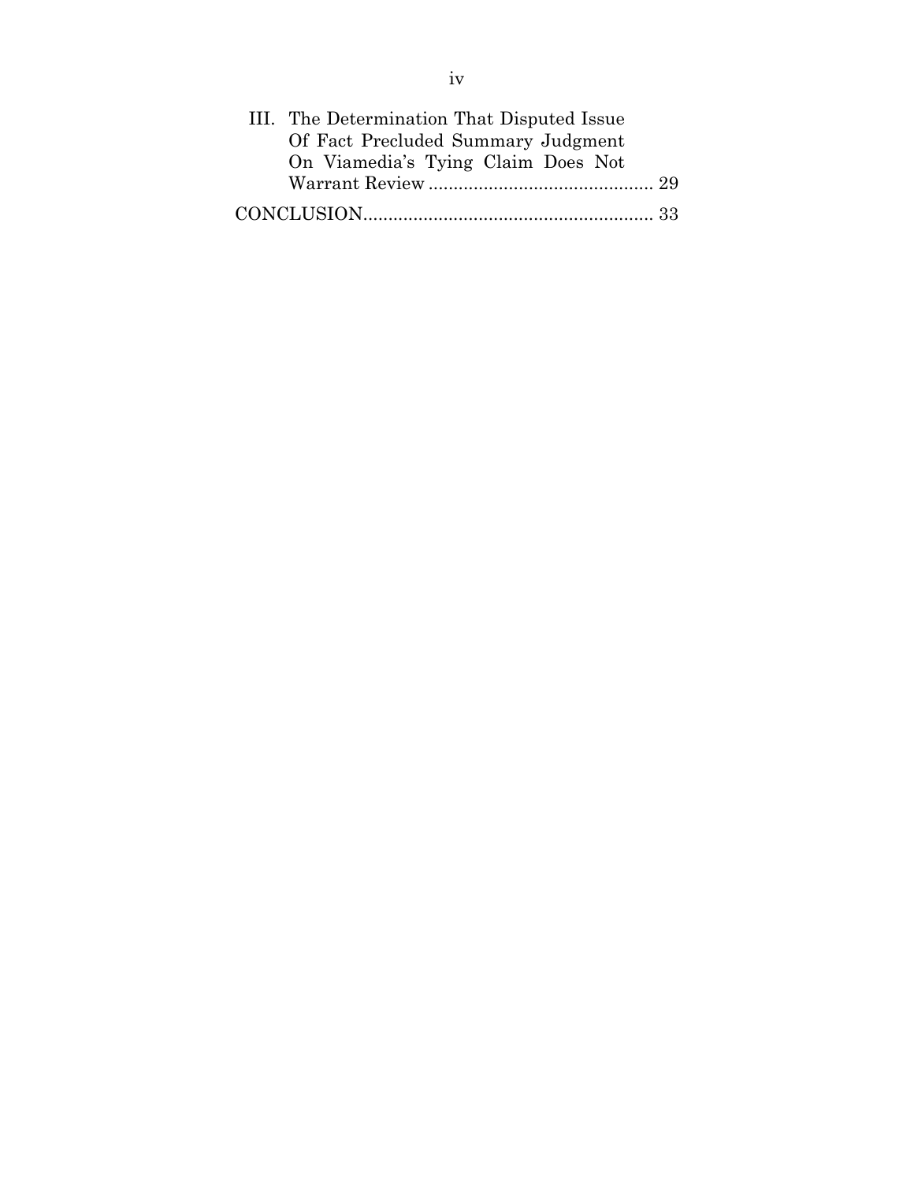III. The Determination That Disputed Issue Of Fact Precluded Summary Judgment On Viamedia's Tying Claim Does Not Warrant Review ............................................. 29

CONCLUSION......................................................... 33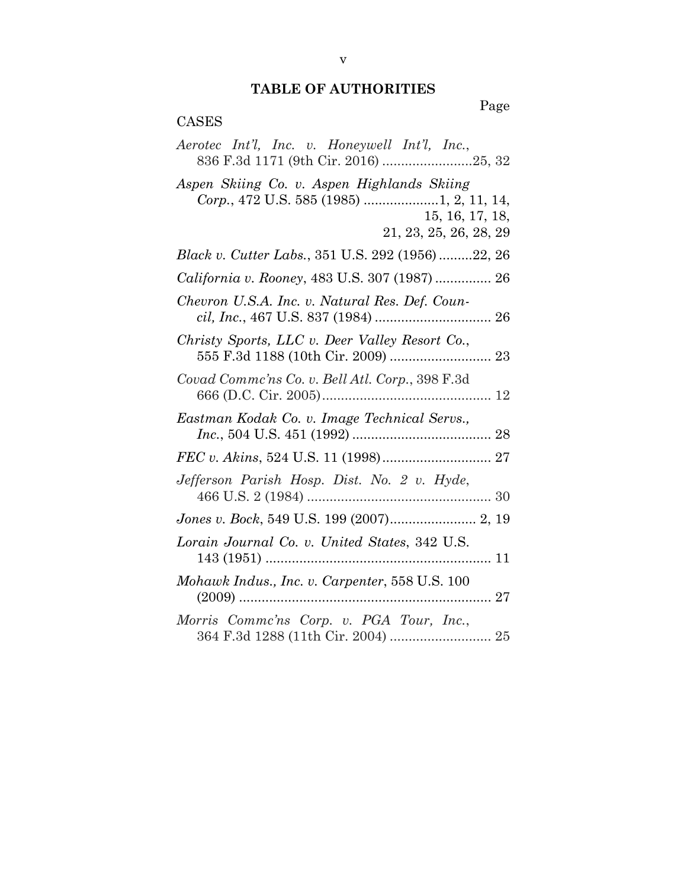## TABLE OF AUTHORITIES

Page

CASES

*Aerotec Int'l, Inc. v. Honeywell Int'l, Inc.*, 836 F.3d 1171 (9th Cir. 2016) ........................25, 32

*Aspen Skiing Co. v. Aspen Highlands Skiing Corp.*, 472 U.S. 585 (1985) ....................1, 2, 11, 14, 15, 16, 17, 18, 21, 23, 25, 26, 28, 29

*Black v. Cutter Labs.*, 351 U.S. 292 (1956) .........22, 26

*California v. Rooney*, 483 U.S. 307 (1987) ............... 26

*Chevron U.S.A. Inc. v. Natural Res. Def. Council, Inc.*, 467 U.S. 837 (1984) ............................... 26

*Christy Sports, LLC v. Deer Valley Resort Co.*, 555 F.3d 1188 (10th Cir. 2009) ........................... 23

*Covad Commc'ns Co. v. Bell Atl. Corp.*, 398 F.3d 666 (D.C. Cir. 2005)............................................. 12

*Eastman Kodak Co. v. Image Technical Servs., Inc.*, 504 U.S. 451 (1992) ..................................... 28

*FEC v. Akins*, 524 U.S. 11 (1998)............................. 27

*Jefferson Parish Hosp. Dist. No. 2 v. Hyde*, 466 U.S. 2 (1984) ................................................. 30

*Jones v. Bock*, 549 U.S. 199 (2007)....................... 2, 19

*Lorain Journal Co. v. United States*, 342 U.S. 143 (1951) ............................................................ 11

*Mohawk Indus., Inc. v. Carpenter*, 558 U.S. 100 (2009) .................................................................... 27

*Morris Commc'ns Corp. v. PGA Tour, Inc.*, 364 F.3d 1288 (11th Cir. 2004) ........................... 25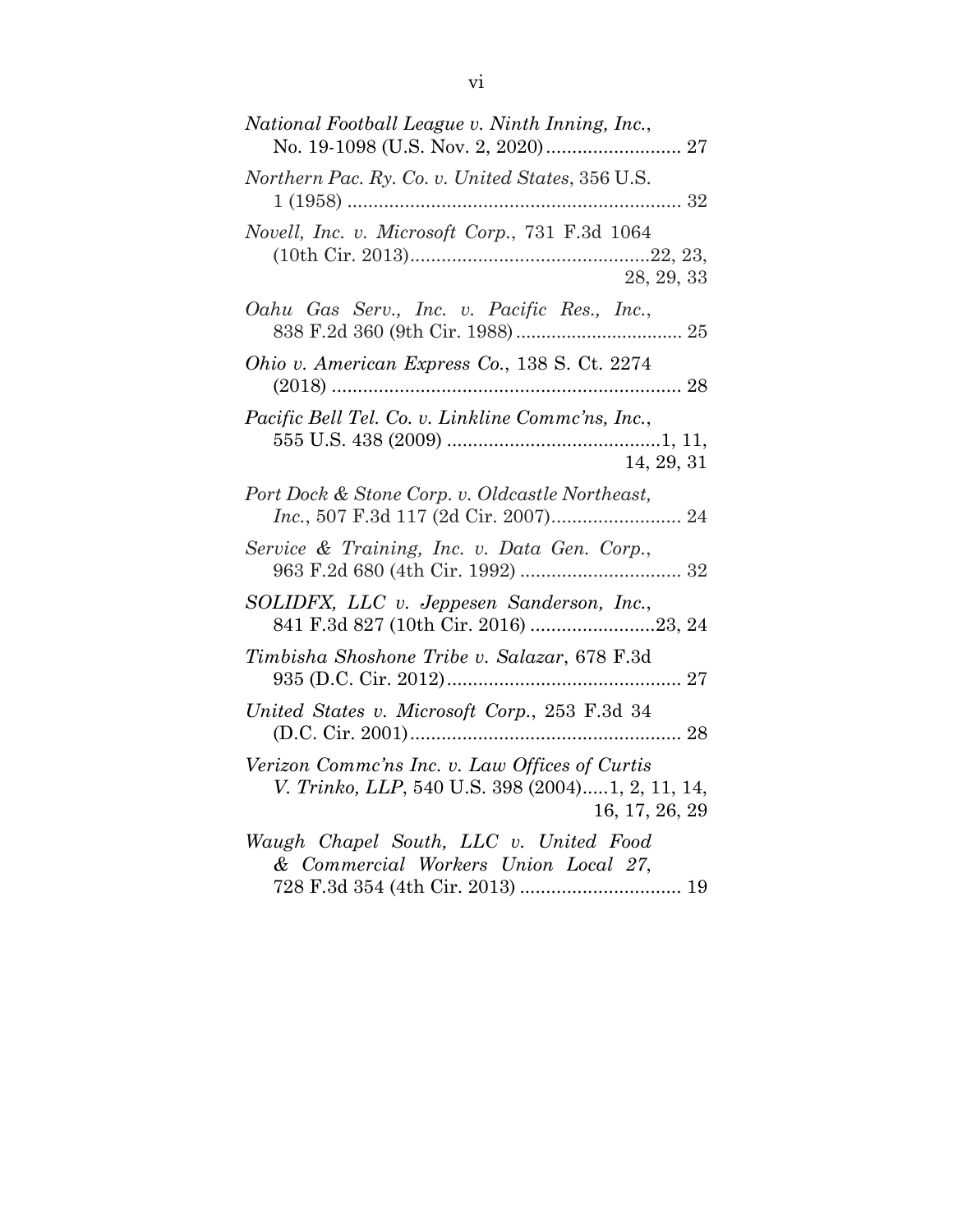*National Football League v. Ninth Inning, Inc.*, No. 19-1098 (U.S. Nov. 2, 2020).......................... 27

*Northern Pac. Ry. Co. v. United States*, 356 U.S. 1 (1958) ................................................................ 32

*Novell, Inc. v. Microsoft Corp.*, 731 F.3d 1064 (10th Cir. 2013)..............................................22, 23, 28, 29, 33

*Oahu Gas Serv., Inc. v. Pacific Res., Inc.*, 838 F.2d 360 (9th Cir. 1988)................................. 25

*Ohio v. American Express Co.*, 138 S. Ct. 2274 (2018) .................................................................... 28

*Pacific Bell Tel. Co. v. Linkline Commc'ns, Inc.*, 555 U.S. 438 (2009) ..........................................1, 11, 14, 29, 31

*Port Dock & Stone Corp. v. Oldcastle Northeast, Inc.*, 507 F.3d 117 (2d Cir. 2007)......................... 24

*Service & Training, Inc. v. Data Gen. Corp.*, 963 F.2d 680 (4th Cir. 1992) ............................... 32

*SOLIDFX, LLC v. Jeppesen Sanderson, Inc.*, 841 F.3d 827 (10th Cir. 2016) ........................23, 24

*Timbisha Shoshone Tribe v. Salazar*, 678 F.3d 935 (D.C. Cir. 2012)............................................. 27

*United States v. Microsoft Corp.*, 253 F.3d 34 (D.C. Cir. 2001).................................................... 28

*Verizon Commc'ns Inc. v. Law Offices of Curtis V. Trinko, LLP*, 540 U.S. 398 (2004).....1, 2, 11, 14, 16, 17, 26, 29

*Waugh Chapel South, LLC v. United Food & Commercial Workers Union Local 27*, 728 F.3d 354 (4th Cir. 2013) ............................... 19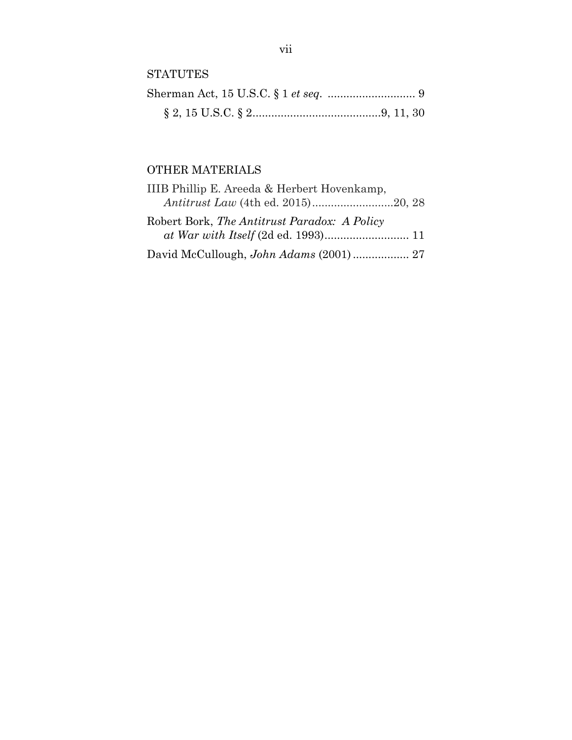STATUTES

Sherman Act, 15 U.S.C. § 1 *et seq.* ............................ 9

§ 2, 15 U.S.C. § 2.........................................9, 11, 30

OTHER MATERIALS

IIIB Phillip E. Areeda & Herbert Hovenkamp, *Antitrust Law* (4th ed. 2015)..........................20, 28

Robert Bork, *The Antitrust Paradox: A Policy at War with Itself* (2d ed. 1993)........................... 11

David McCullough, *John Adams* (2001) .................. 27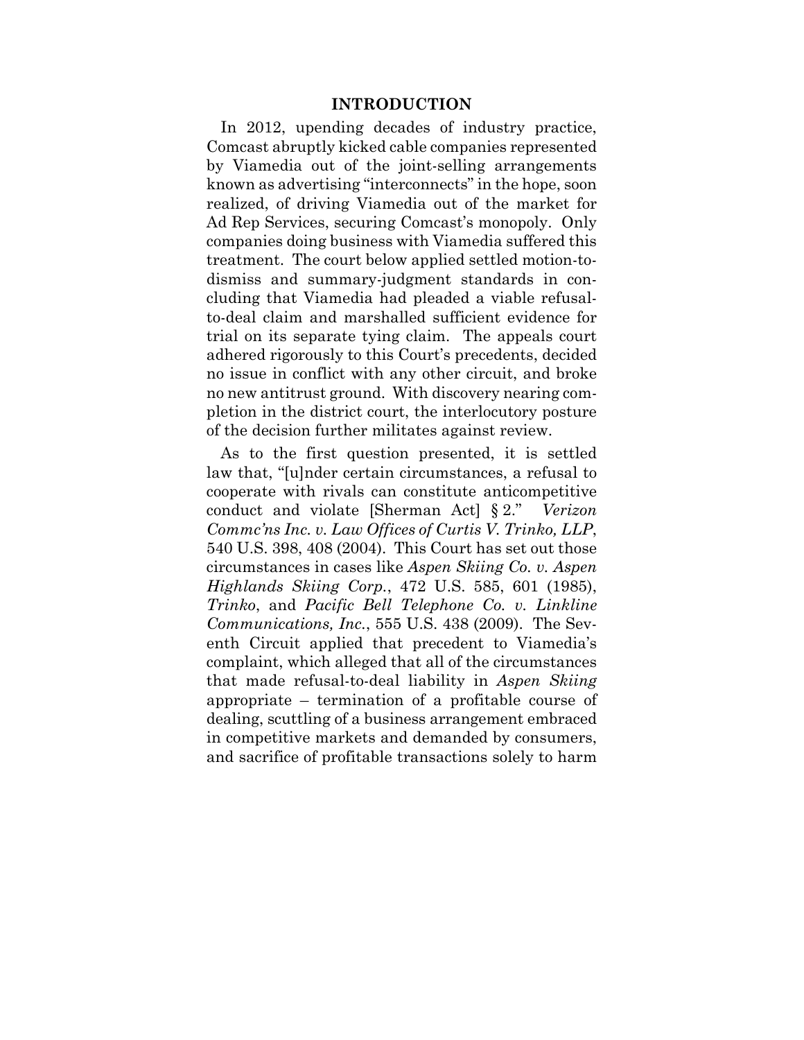## INTRODUCTION

In 2012, upending decades of industry practice, Comcast abruptly kicked cable companies represented by Viamedia out of the joint-selling arrangements known as advertising "interconnects" in the hope, soon realized, of driving Viamedia out of the market for Ad Rep Services, securing Comcast's monopoly. Only companies doing business with Viamedia suffered this treatment. The court below applied settled motion-to-dismiss and summary-judgment standards in concluding that Viamedia had pleaded a viable refusal-to-deal claim and marshalled sufficient evidence for trial on its separate tying claim. The appeals court adhered rigorously to this Court's precedents, decided no issue in conflict with any other circuit, and broke no new antitrust ground. With discovery nearing completion in the district court, the interlocutory posture of the decision further militates against review.

As to the first question presented, it is settled law that, "[u]nder certain circumstances, a refusal to cooperate with rivals can constitute anticompetitive conduct and violate [Sherman Act] § 2." *Verizon Commc'ns Inc. v. Law Offices of Curtis V. Trinko, LLP*, 540 U.S. 398, 408 (2004). This Court has set out those circumstances in cases like *Aspen Skiing Co. v. Aspen Highlands Skiing Corp.*, 472 U.S. 585, 601 (1985), *Trinko*, and *Pacific Bell Telephone Co. v. Linkline Communications, Inc.*, 555 U.S. 438 (2009). The Seventh Circuit applied that precedent to Viamedia's complaint, which alleged that all of the circumstances that made refusal-to-deal liability in *Aspen Skiing* appropriate – termination of a profitable course of dealing, scuttling of a business arrangement embraced in competitive markets and demanded by consumers, and sacrifice of profitable transactions solely to harm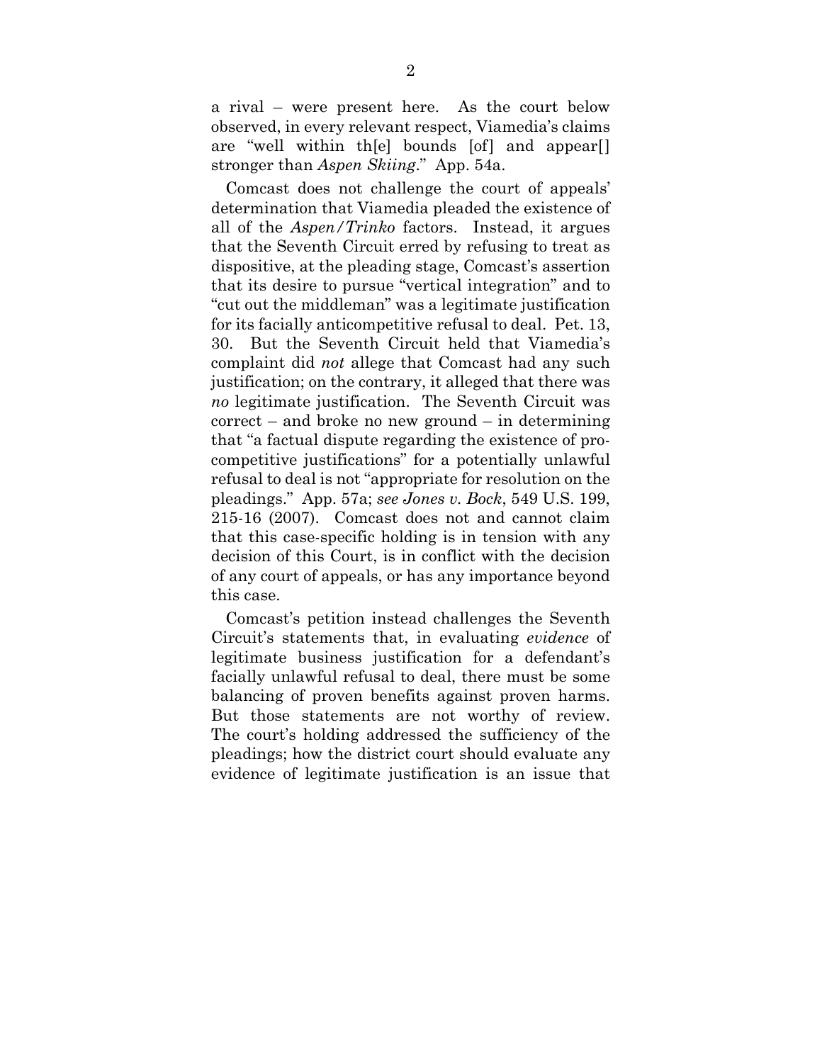a rival – were present here. As the court below observed, in every relevant respect, Viamedia's claims are "well within th[e] bounds [of] and appear[] stronger than *Aspen Skiing*." App. 54a.

Comcast does not challenge the court of appeals' determination that Viamedia pleaded the existence of all of the *Aspen/Trinko* factors. Instead, it argues that the Seventh Circuit erred by refusing to treat as dispositive, at the pleading stage, Comcast's assertion that its desire to pursue "vertical integration" and to "cut out the middleman" was a legitimate justification for its facially anticompetitive refusal to deal. Pet. 13, 30. But the Seventh Circuit held that Viamedia's complaint did *not* allege that Comcast had any such justification; on the contrary, it alleged that there was *no* legitimate justification. The Seventh Circuit was correct – and broke no new ground – in determining that "a factual dispute regarding the existence of pro-competitive justifications" for a potentially unlawful refusal to deal is not "appropriate for resolution on the pleadings." App. 57a; *see Jones v. Bock*, 549 U.S. 199, 215-16 (2007). Comcast does not and cannot claim that this case-specific holding is in tension with any decision of this Court, is in conflict with the decision of any court of appeals, or has any importance beyond this case.

Comcast's petition instead challenges the Seventh Circuit's statements that, in evaluating *evidence* of legitimate business justification for a defendant's facially unlawful refusal to deal, there must be some balancing of proven benefits against proven harms. But those statements are not worthy of review. The court's holding addressed the sufficiency of the pleadings; how the district court should evaluate any evidence of legitimate justification is an issue that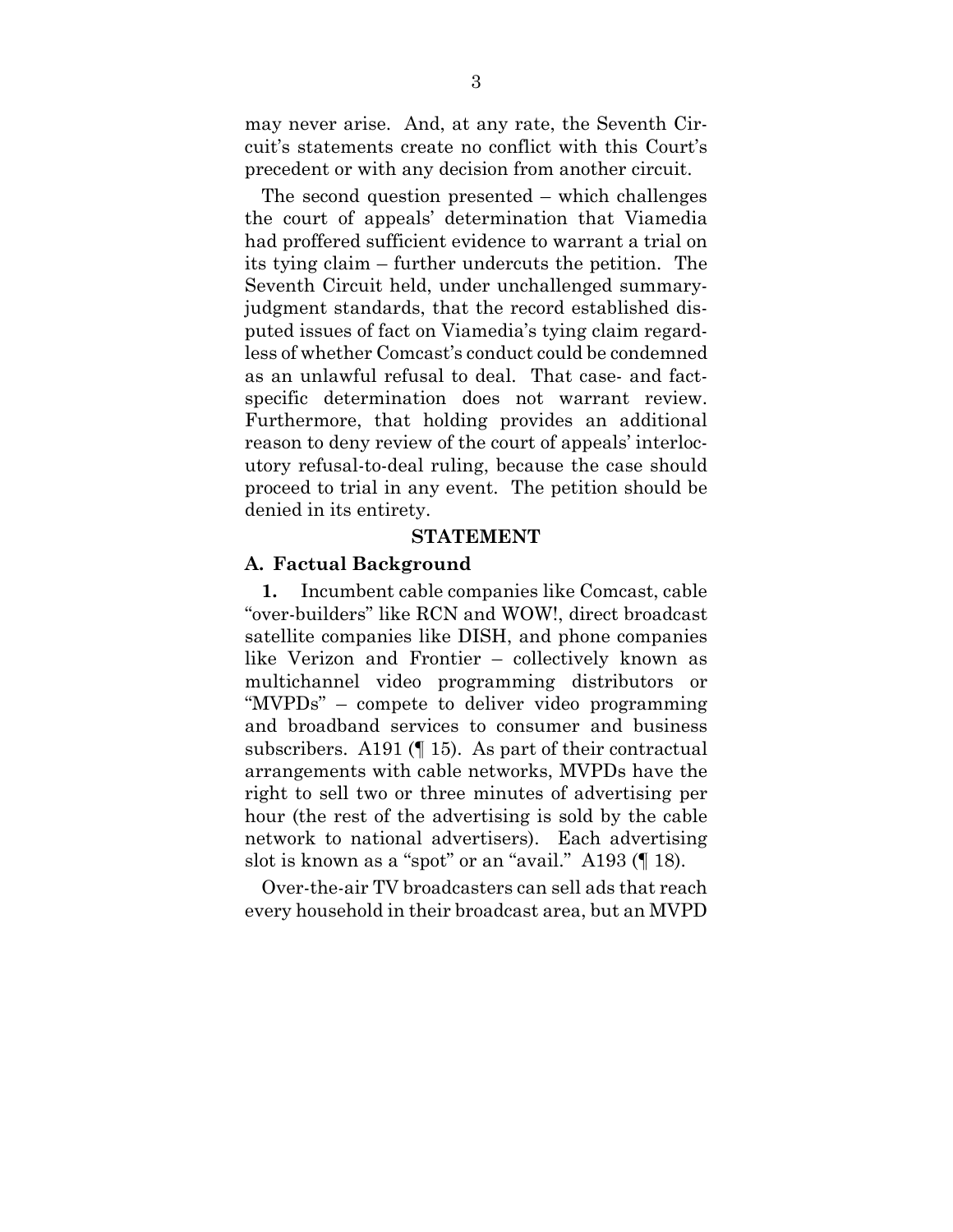may never arise. And, at any rate, the Seventh Circuit's statements create no conflict with this Court's precedent or with any decision from another circuit.

The second question presented – which challenges the court of appeals' determination that Viamedia had proffered sufficient evidence to warrant a trial on its tying claim – further undercuts the petition. The Seventh Circuit held, under unchallenged summary-judgment standards, that the record established disputed issues of fact on Viamedia's tying claim regardless of whether Comcast's conduct could be condemned as an unlawful refusal to deal. That case- and fact-specific determination does not warrant review. Furthermore, that holding provides an additional reason to deny review of the court of appeals' interlocutory refusal-to-deal ruling, because the case should proceed to trial in any event. The petition should be denied in its entirety.

## STATEMENT

### A. Factual Background

**1.** Incumbent cable companies like Comcast, cable "over-builders" like RCN and WOW!, direct broadcast satellite companies like DISH, and phone companies like Verizon and Frontier – collectively known as multichannel video programming distributors or "MVPDs" – compete to deliver video programming and broadband services to consumer and business subscribers. A191 (¶ 15). As part of their contractual arrangements with cable networks, MVPDs have the right to sell two or three minutes of advertising per hour (the rest of the advertising is sold by the cable network to national advertisers). Each advertising slot is known as a "spot" or an "avail." A193 (¶ 18).

Over-the-air TV broadcasters can sell ads that reach every household in their broadcast area, but an MVPD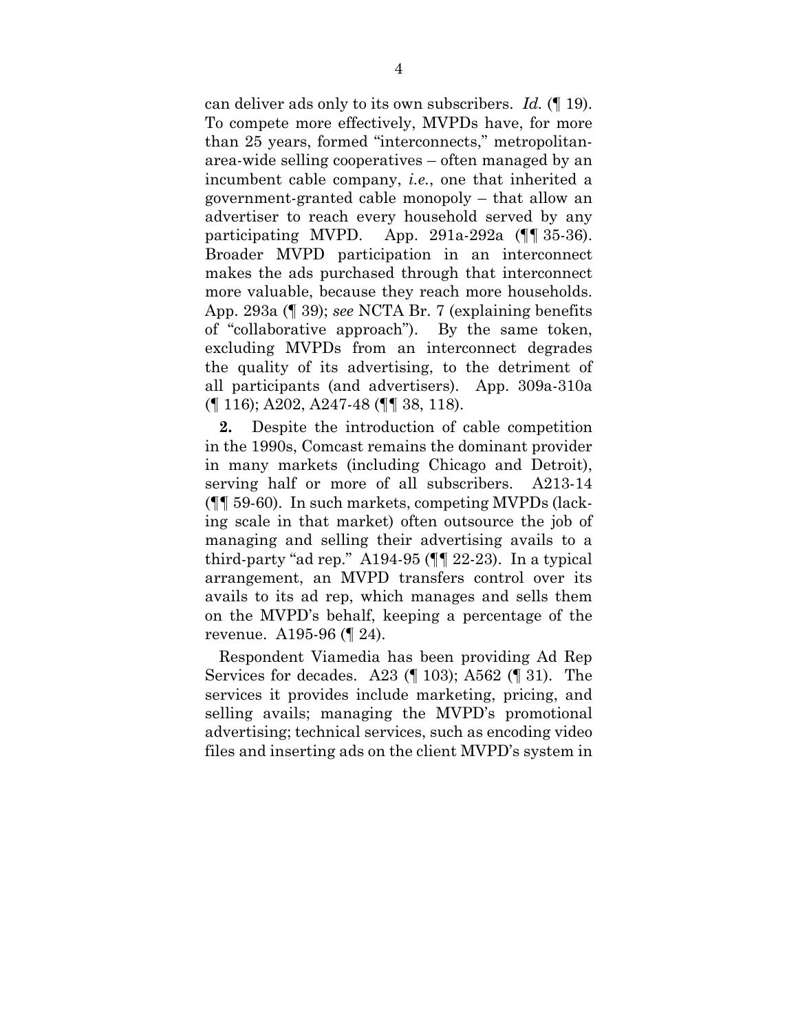can deliver ads only to its own subscribers. *Id.* (¶ 19). To compete more effectively, MVPDs have, for more than 25 years, formed "interconnects," metropolitan-area-wide selling cooperatives – often managed by an incumbent cable company, *i.e.*, one that inherited a government-granted cable monopoly – that allow an advertiser to reach every household served by any participating MVPD. App. 291a-292a (¶¶ 35-36). Broader MVPD participation in an interconnect makes the ads purchased through that interconnect more valuable, because they reach more households. App. 293a (¶ 39); *see* NCTA Br. 7 (explaining benefits of "collaborative approach"). By the same token, excluding MVPDs from an interconnect degrades the quality of its advertising, to the detriment of all participants (and advertisers). App. 309a-310a (¶ 116); A202, A247-48 (¶¶ 38, 118).

**2.** Despite the introduction of cable competition in the 1990s, Comcast remains the dominant provider in many markets (including Chicago and Detroit), serving half or more of all subscribers. A213-14 (¶¶ 59-60). In such markets, competing MVPDs (lacking scale in that market) often outsource the job of managing and selling their advertising avails to a third-party "ad rep." A194-95 (¶¶ 22-23). In a typical arrangement, an MVPD transfers control over its avails to its ad rep, which manages and sells them on the MVPD's behalf, keeping a percentage of the revenue. A195-96 (¶ 24).

Respondent Viamedia has been providing Ad Rep Services for decades. A23 (¶ 103); A562 (¶ 31). The services it provides include marketing, pricing, and selling avails; managing the MVPD's promotional advertising; technical services, such as encoding video files and inserting ads on the client MVPD's system in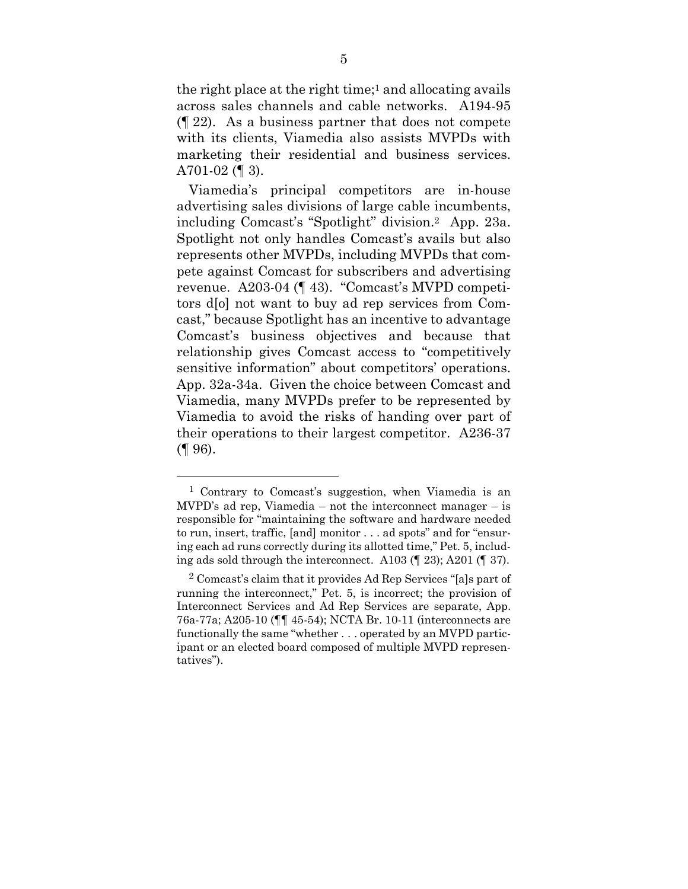the right place at the right time;[1] and allocating avails across sales channels and cable networks. A194-95 (¶ 22). As a business partner that does not compete with its clients, Viamedia also assists MVPDs with marketing their residential and business services. A701-02 (¶ 3).

Viamedia's principal competitors are in-house advertising sales divisions of large cable incumbents, including Comcast's "Spotlight" division.[2] App. 23a. Spotlight not only handles Comcast's avails but also represents other MVPDs, including MVPDs that compete against Comcast for subscribers and advertising revenue. A203-04 (¶ 43). "Comcast's MVPD competitors d[o] not want to buy ad rep services from Comcast," because Spotlight has an incentive to advantage Comcast's business objectives and because that relationship gives Comcast access to "competitively sensitive information" about competitors' operations. App. 32a-34a. Given the choice between Comcast and Viamedia, many MVPDs prefer to be represented by Viamedia to avoid the risks of handing over part of their operations to their largest competitor. A236-37 (¶ 96).

---

[1] Contrary to Comcast's suggestion, when Viamedia is an MVPD's ad rep, Viamedia – not the interconnect manager – is responsible for "maintaining the software and hardware needed to run, insert, traffic, [and] monitor . . . ad spots" and for "ensuring each ad runs correctly during its allotted time," Pet. 5, including ads sold through the interconnect. A103 (¶ 23); A201 (¶ 37).

[2] Comcast's claim that it provides Ad Rep Services "[a]s part of running the interconnect," Pet. 5, is incorrect; the provision of Interconnect Services and Ad Rep Services are separate, App. 76a-77a; A205-10 (¶¶ 45-54); NCTA Br. 10-11 (interconnects are functionally the same "whether . . . operated by an MVPD participant or an elected board composed of multiple MVPD representatives").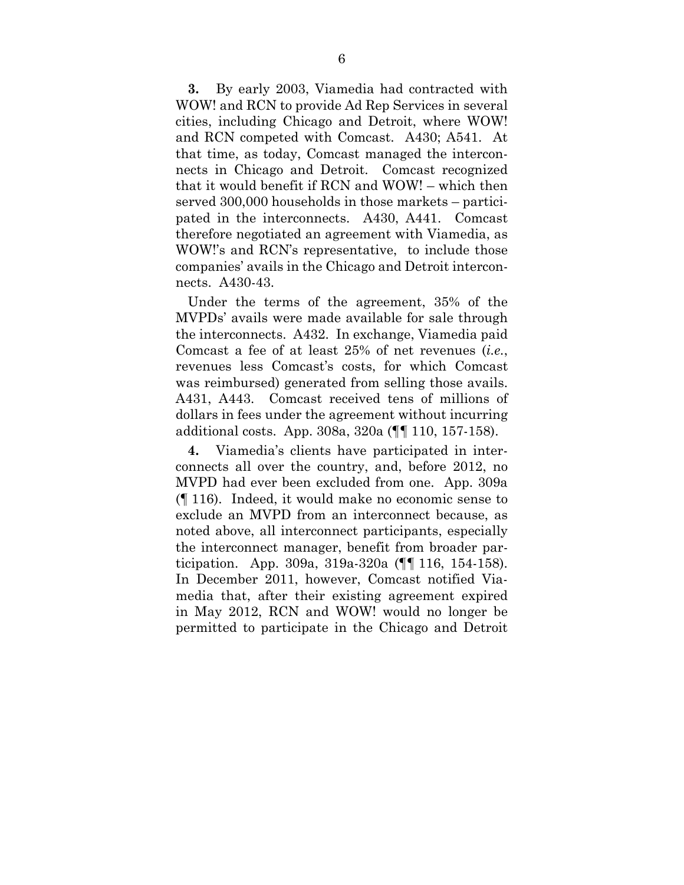**3.** By early 2003, Viamedia had contracted with WOW! and RCN to provide Ad Rep Services in several cities, including Chicago and Detroit, where WOW! and RCN competed with Comcast. A430; A541. At that time, as today, Comcast managed the interconnects in Chicago and Detroit. Comcast recognized that it would benefit if RCN and WOW! – which then served 300,000 households in those markets – participated in the interconnects. A430, A441. Comcast therefore negotiated an agreement with Viamedia, as WOW!'s and RCN's representative, to include those companies' avails in the Chicago and Detroit interconnects. A430-43.

Under the terms of the agreement, 35% of the MVPDs' avails were made available for sale through the interconnects. A432. In exchange, Viamedia paid Comcast a fee of at least 25% of net revenues (*i.e.*, revenues less Comcast's costs, for which Comcast was reimbursed) generated from selling those avails. A431, A443. Comcast received tens of millions of dollars in fees under the agreement without incurring additional costs. App. 308a, 320a (¶¶ 110, 157-158).

**4.** Viamedia's clients have participated in interconnects all over the country, and, before 2012, no MVPD had ever been excluded from one. App. 309a (¶ 116). Indeed, it would make no economic sense to exclude an MVPD from an interconnect because, as noted above, all interconnect participants, especially the interconnect manager, benefit from broader participation. App. 309a, 319a-320a (¶¶ 116, 154-158). In December 2011, however, Comcast notified Viamedia that, after their existing agreement expired in May 2012, RCN and WOW! would no longer be permitted to participate in the Chicago and Detroit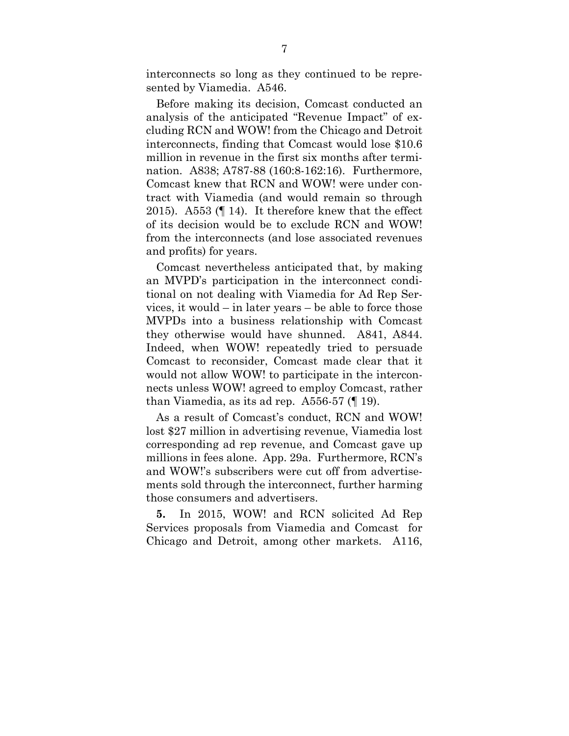interconnects so long as they continued to be represented by Viamedia. A546.

Before making its decision, Comcast conducted an analysis of the anticipated "Revenue Impact" of excluding RCN and WOW! from the Chicago and Detroit interconnects, finding that Comcast would lose $10.6 million in revenue in the first six months after termination. A838; A787-88 (160:8-162:16). Furthermore, Comcast knew that RCN and WOW! were under contract with Viamedia (and would remain so through 2015). A553 (¶ 14). It therefore knew that the effect of its decision would be to exclude RCN and WOW! from the interconnects (and lose associated revenues and profits) for years.

Comcast nevertheless anticipated that, by making an MVPD's participation in the interconnect conditional on not dealing with Viamedia for Ad Rep Services, it would – in later years – be able to force those MVPDs into a business relationship with Comcast they otherwise would have shunned. A841, A844. Indeed, when WOW! repeatedly tried to persuade Comcast to reconsider, Comcast made clear that it would not allow WOW! to participate in the interconnects unless WOW! agreed to employ Comcast, rather than Viamedia, as its ad rep. A556-57 (¶ 19).

As a result of Comcast's conduct, RCN and WOW! lost $27 million in advertising revenue, Viamedia lost corresponding ad rep revenue, and Comcast gave up millions in fees alone. App. 29a. Furthermore, RCN's and WOW!'s subscribers were cut off from advertisements sold through the interconnect, further harming those consumers and advertisers.

**5.** In 2015, WOW! and RCN solicited Ad Rep Services proposals from Viamedia and Comcast for Chicago and Detroit, among other markets. A116,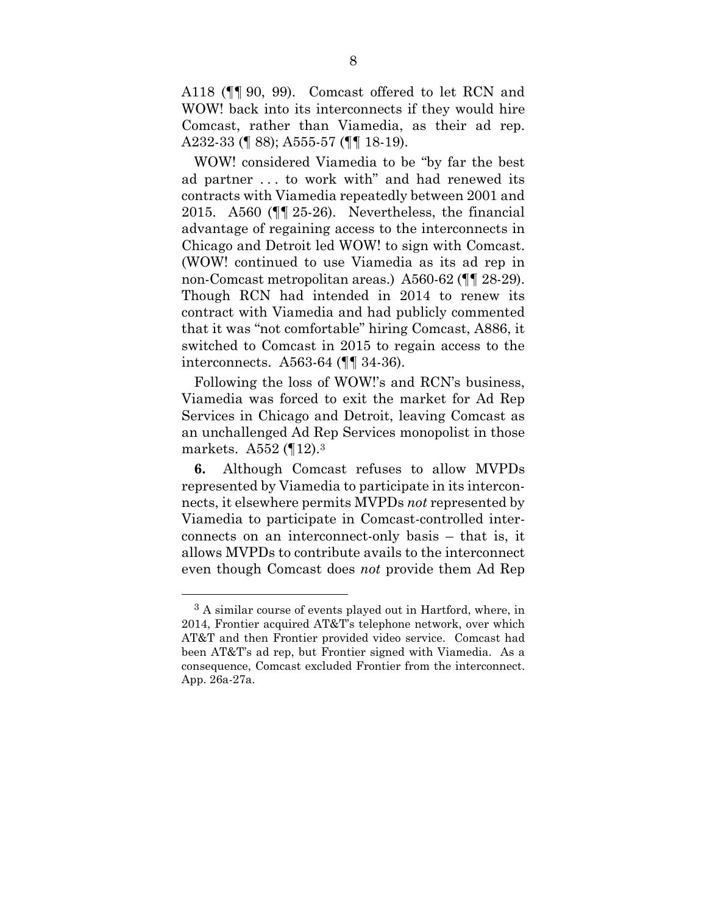A118 (¶¶ 90, 99). Comcast offered to let RCN and WOW! back into its interconnects if they would hire Comcast, rather than Viamedia, as their ad rep. A232-33 (¶ 88); A555-57 (¶¶ 18-19).

WOW! considered Viamedia to be "by far the best ad partner . . . to work with" and had renewed its contracts with Viamedia repeatedly between 2001 and 2015. A560 (¶¶ 25-26). Nevertheless, the financial advantage of regaining access to the interconnects in Chicago and Detroit led WOW! to sign with Comcast. (WOW! continued to use Viamedia as its ad rep in non-Comcast metropolitan areas.) A560-62 (¶¶ 28-29). Though RCN had intended in 2014 to renew its contract with Viamedia and had publicly commented that it was "not comfortable" hiring Comcast, A886, it switched to Comcast in 2015 to regain access to the interconnects. A563-64 (¶¶ 34-36).

Following the loss of WOW!'s and RCN's business, Viamedia was forced to exit the market for Ad Rep Services in Chicago and Detroit, leaving Comcast as an unchallenged Ad Rep Services monopolist in those markets. A552 (¶12).[3]

**6.** Although Comcast refuses to allow MVPDs represented by Viamedia to participate in its interconnects, it elsewhere permits MVPDs *not* represented by Viamedia to participate in Comcast-controlled interconnects on an interconnect-only basis – that is, it allows MVPDs to contribute avails to the interconnect even though Comcast does *not* provide them Ad Rep

[3] A similar course of events played out in Hartford, where, in 2014, Frontier acquired AT&T's telephone network, over which AT&T and then Frontier provided video service. Comcast had been AT&T's ad rep, but Frontier signed with Viamedia. As a consequence, Comcast excluded Frontier from the interconnect. App. 26a-27a.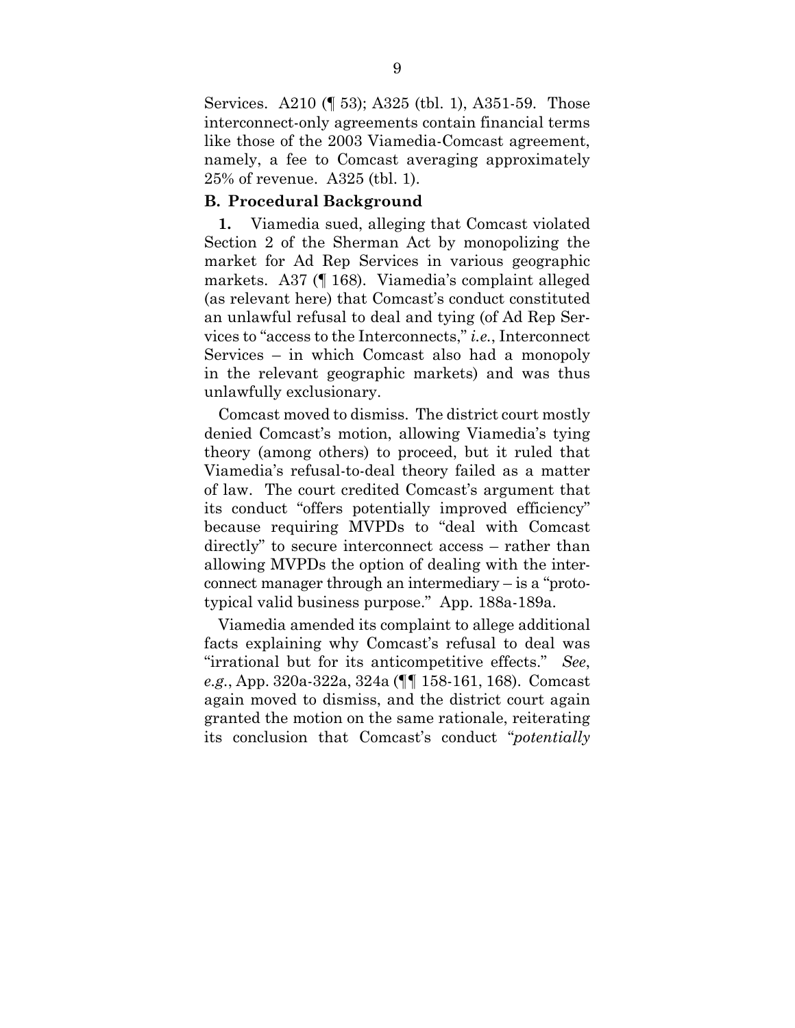Services. A210 (¶ 53); A325 (tbl. 1), A351-59. Those interconnect-only agreements contain financial terms like those of the 2003 Viamedia-Comcast agreement, namely, a fee to Comcast averaging approximately 25% of revenue. A325 (tbl. 1).

### B. Procedural Background

**1.** Viamedia sued, alleging that Comcast violated Section 2 of the Sherman Act by monopolizing the market for Ad Rep Services in various geographic markets. A37 (¶ 168). Viamedia's complaint alleged (as relevant here) that Comcast's conduct constituted an unlawful refusal to deal and tying (of Ad Rep Services to "access to the Interconnects," *i.e.*, Interconnect Services – in which Comcast also had a monopoly in the relevant geographic markets) and was thus unlawfully exclusionary.

Comcast moved to dismiss. The district court mostly denied Comcast's motion, allowing Viamedia's tying theory (among others) to proceed, but it ruled that Viamedia's refusal-to-deal theory failed as a matter of law. The court credited Comcast's argument that its conduct "offers potentially improved efficiency" because requiring MVPDs to "deal with Comcast directly" to secure interconnect access – rather than allowing MVPDs the option of dealing with the interconnect manager through an intermediary – is a "prototypical valid business purpose." App. 188a-189a.

Viamedia amended its complaint to allege additional facts explaining why Comcast's refusal to deal was "irrational but for its anticompetitive effects." *See*, *e.g.*, App. 320a-322a, 324a (¶¶ 158-161, 168). Comcast again moved to dismiss, and the district court again granted the motion on the same rationale, reiterating its conclusion that Comcast's conduct "*potentially*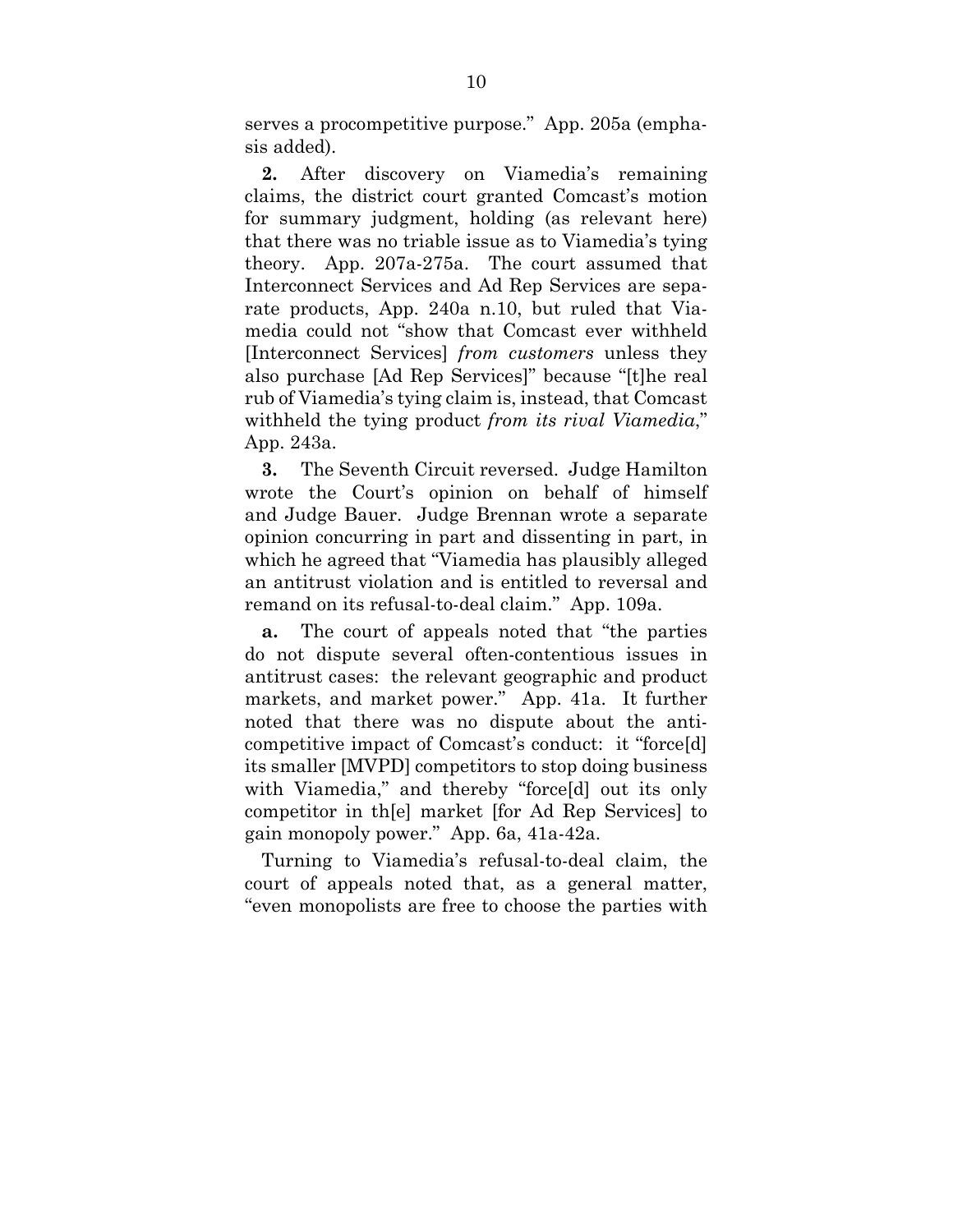serves a procompetitive purpose." App. 205a (emphasis added).

**2.** After discovery on Viamedia's remaining claims, the district court granted Comcast's motion for summary judgment, holding (as relevant here) that there was no triable issue as to Viamedia's tying theory. App. 207a-275a. The court assumed that Interconnect Services and Ad Rep Services are separate products, App. 240a n.10, but ruled that Viamedia could not "show that Comcast ever withheld [Interconnect Services] *from customers* unless they also purchase [Ad Rep Services]" because "[t]he real rub of Viamedia's tying claim is, instead, that Comcast withheld the tying product *from its rival Viamedia*," App. 243a.

**3.** The Seventh Circuit reversed. Judge Hamilton wrote the Court's opinion on behalf of himself and Judge Bauer. Judge Brennan wrote a separate opinion concurring in part and dissenting in part, in which he agreed that "Viamedia has plausibly alleged an antitrust violation and is entitled to reversal and remand on its refusal-to-deal claim." App. 109a.

**a.** The court of appeals noted that "the parties do not dispute several often-contentious issues in antitrust cases: the relevant geographic and product markets, and market power." App. 41a. It further noted that there was no dispute about the anticompetitive impact of Comcast's conduct: it "force[d] its smaller [MVPD] competitors to stop doing business with Viamedia," and thereby "force[d] out its only competitor in th[e] market [for Ad Rep Services] to gain monopoly power." App. 6a, 41a-42a.

Turning to Viamedia's refusal-to-deal claim, the court of appeals noted that, as a general matter, "even monopolists are free to choose the parties with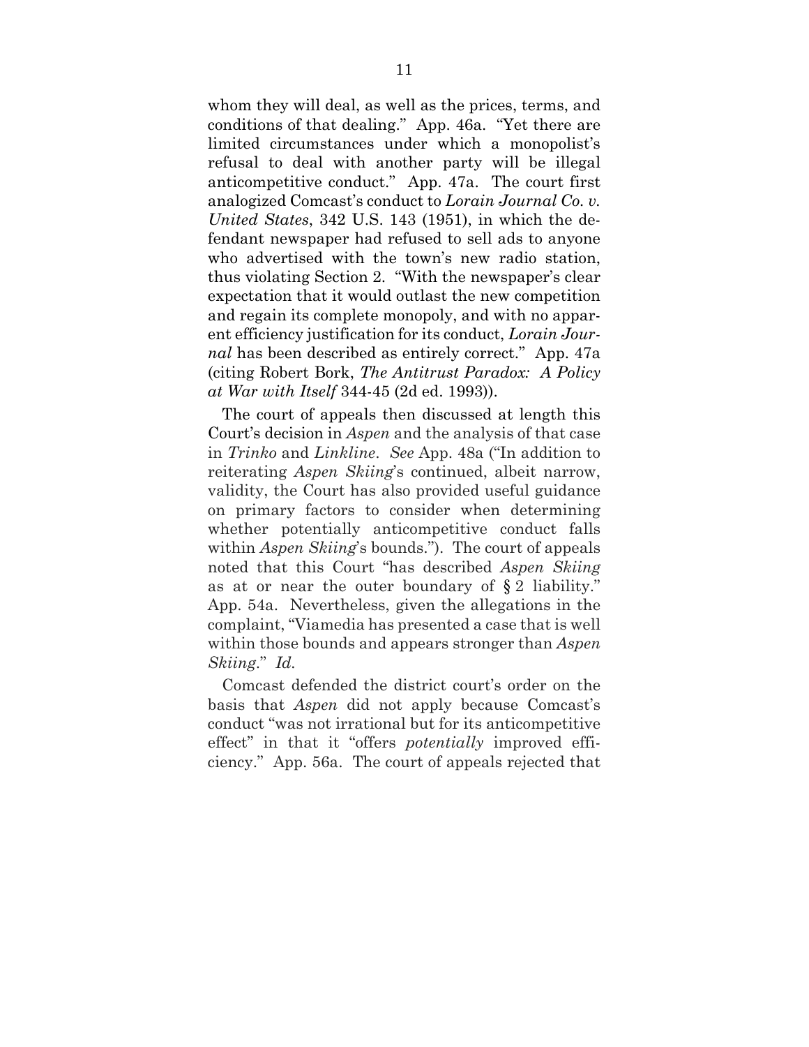whom they will deal, as well as the prices, terms, and conditions of that dealing." App. 46a. "Yet there are limited circumstances under which a monopolist's refusal to deal with another party will be illegal anticompetitive conduct." App. 47a. The court first analogized Comcast's conduct to *Lorain Journal Co. v. United States*, 342 U.S. 143 (1951), in which the defendant newspaper had refused to sell ads to anyone who advertised with the town's new radio station, thus violating Section 2. "With the newspaper's clear expectation that it would outlast the new competition and regain its complete monopoly, and with no apparent efficiency justification for its conduct, *Lorain Journal* has been described as entirely correct." App. 47a (citing Robert Bork, *The Antitrust Paradox: A Policy at War with Itself* 344-45 (2d ed. 1993)).

The court of appeals then discussed at length this Court's decision in *Aspen* and the analysis of that case in *Trinko* and *Linkline*. *See* App. 48a ("In addition to reiterating *Aspen Skiing*'s continued, albeit narrow, validity, the Court has also provided useful guidance on primary factors to consider when determining whether potentially anticompetitive conduct falls within *Aspen Skiing*'s bounds."). The court of appeals noted that this Court "has described *Aspen Skiing* as at or near the outer boundary of § 2 liability." App. 54a. Nevertheless, given the allegations in the complaint, "Viamedia has presented a case that is well within those bounds and appears stronger than *Aspen Skiing*." *Id.*

Comcast defended the district court's order on the basis that *Aspen* did not apply because Comcast's conduct "was not irrational but for its anticompetitive effect" in that it "offers *potentially* improved efficiency." App. 56a. The court of appeals rejected that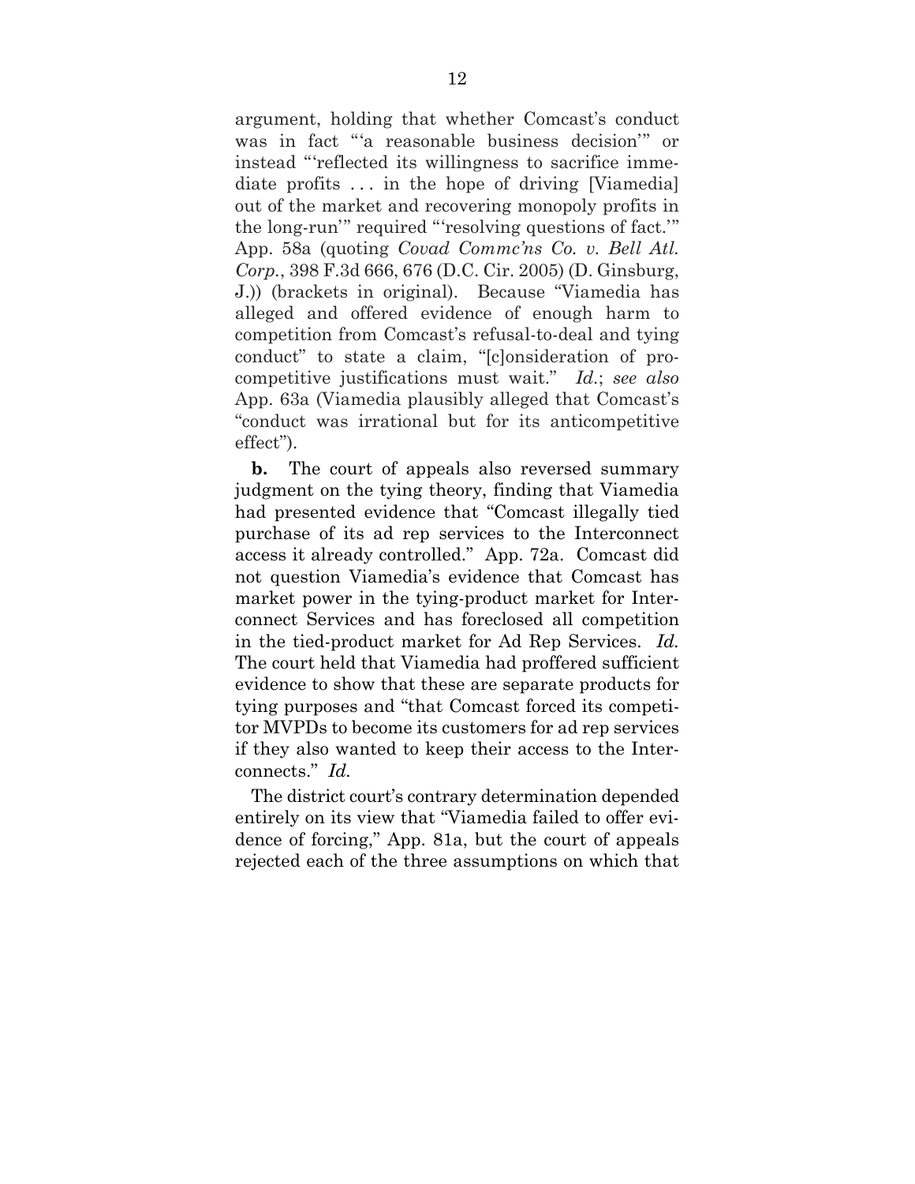argument, holding that whether Comcast's conduct was in fact "'a reasonable business decision'" or instead "'reflected its willingness to sacrifice immediate profits . . . in the hope of driving [Viamedia] out of the market and recovering monopoly profits in the long-run'" required "'resolving questions of fact.'" App. 58a (quoting *Covad Commc'ns Co. v. Bell Atl. Corp.*, 398 F.3d 666, 676 (D.C. Cir. 2005) (D. Ginsburg, J.)) (brackets in original). Because "Viamedia has alleged and offered evidence of enough harm to competition from Comcast's refusal-to-deal and tying conduct" to state a claim, "[c]onsideration of procompetitive justifications must wait." *Id.*; *see also* App. 63a (Viamedia plausibly alleged that Comcast's "conduct was irrational but for its anticompetitive effect").

**b.** The court of appeals also reversed summary judgment on the tying theory, finding that Viamedia had presented evidence that "Comcast illegally tied purchase of its ad rep services to the Interconnect access it already controlled." App. 72a. Comcast did not question Viamedia's evidence that Comcast has market power in the tying-product market for Interconnect Services and has foreclosed all competition in the tied-product market for Ad Rep Services. *Id.* The court held that Viamedia had proffered sufficient evidence to show that these are separate products for tying purposes and "that Comcast forced its competitor MVPDs to become its customers for ad rep services if they also wanted to keep their access to the Interconnects." *Id.*

The district court's contrary determination depended entirely on its view that "Viamedia failed to offer evidence of forcing," App. 81a, but the court of appeals rejected each of the three assumptions on which that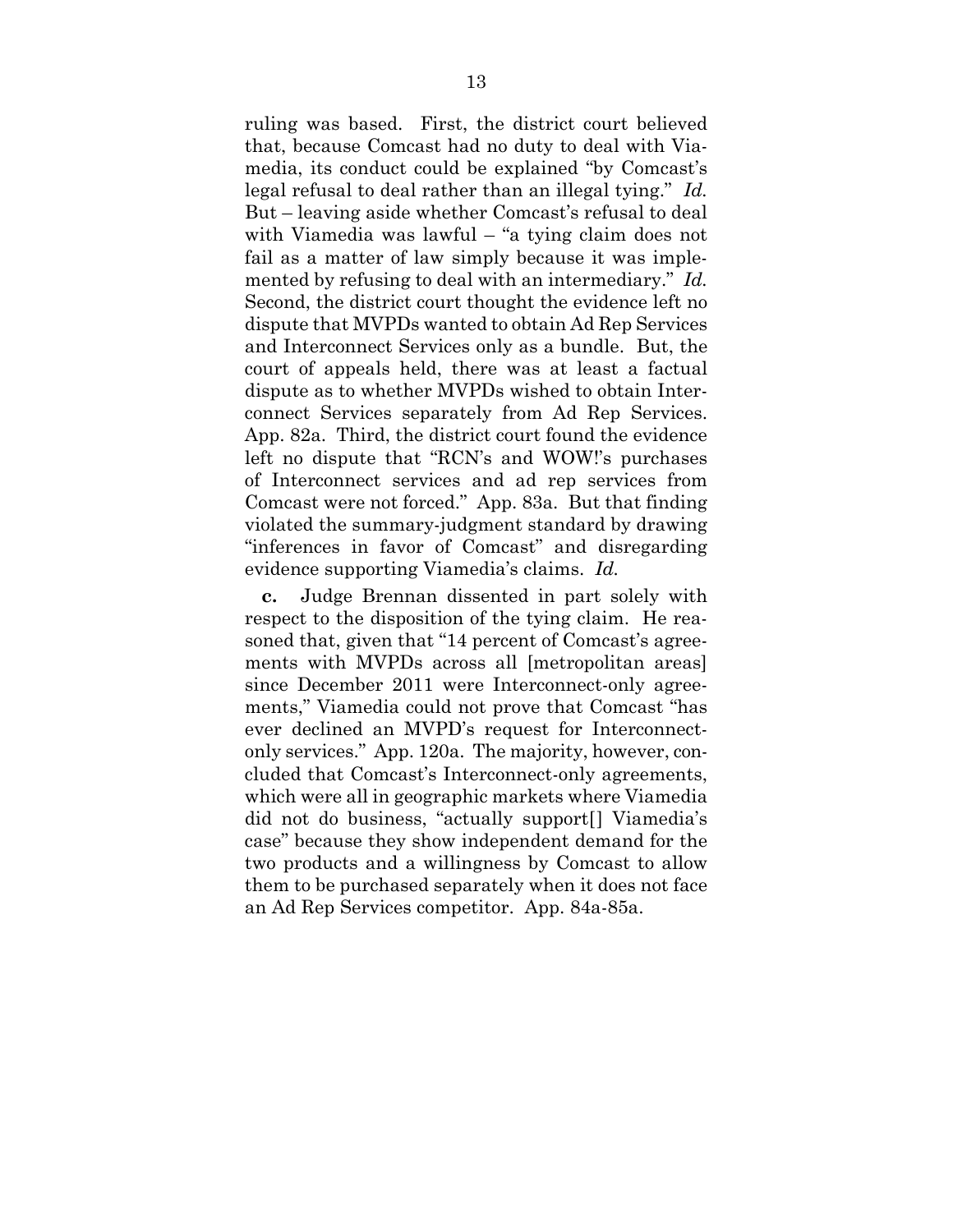ruling was based. First, the district court believed that, because Comcast had no duty to deal with Viamedia, its conduct could be explained "by Comcast's legal refusal to deal rather than an illegal tying." *Id.* But – leaving aside whether Comcast's refusal to deal with Viamedia was lawful – "a tying claim does not fail as a matter of law simply because it was implemented by refusing to deal with an intermediary." *Id.* Second, the district court thought the evidence left no dispute that MVPDs wanted to obtain Ad Rep Services and Interconnect Services only as a bundle. But, the court of appeals held, there was at least a factual dispute as to whether MVPDs wished to obtain Interconnect Services separately from Ad Rep Services. App. 82a. Third, the district court found the evidence left no dispute that "RCN's and WOW!'s purchases of Interconnect services and ad rep services from Comcast were not forced." App. 83a. But that finding violated the summary-judgment standard by drawing "inferences in favor of Comcast" and disregarding evidence supporting Viamedia's claims. *Id.*

**c.** Judge Brennan dissented in part solely with respect to the disposition of the tying claim. He reasoned that, given that "14 percent of Comcast's agreements with MVPDs across all [metropolitan areas] since December 2011 were Interconnect-only agreements," Viamedia could not prove that Comcast "has ever declined an MVPD's request for Interconnect-only services." App. 120a. The majority, however, concluded that Comcast's Interconnect-only agreements, which were all in geographic markets where Viamedia did not do business, "actually support[] Viamedia's case" because they show independent demand for the two products and a willingness by Comcast to allow them to be purchased separately when it does not face an Ad Rep Services competitor. App. 84a-85a.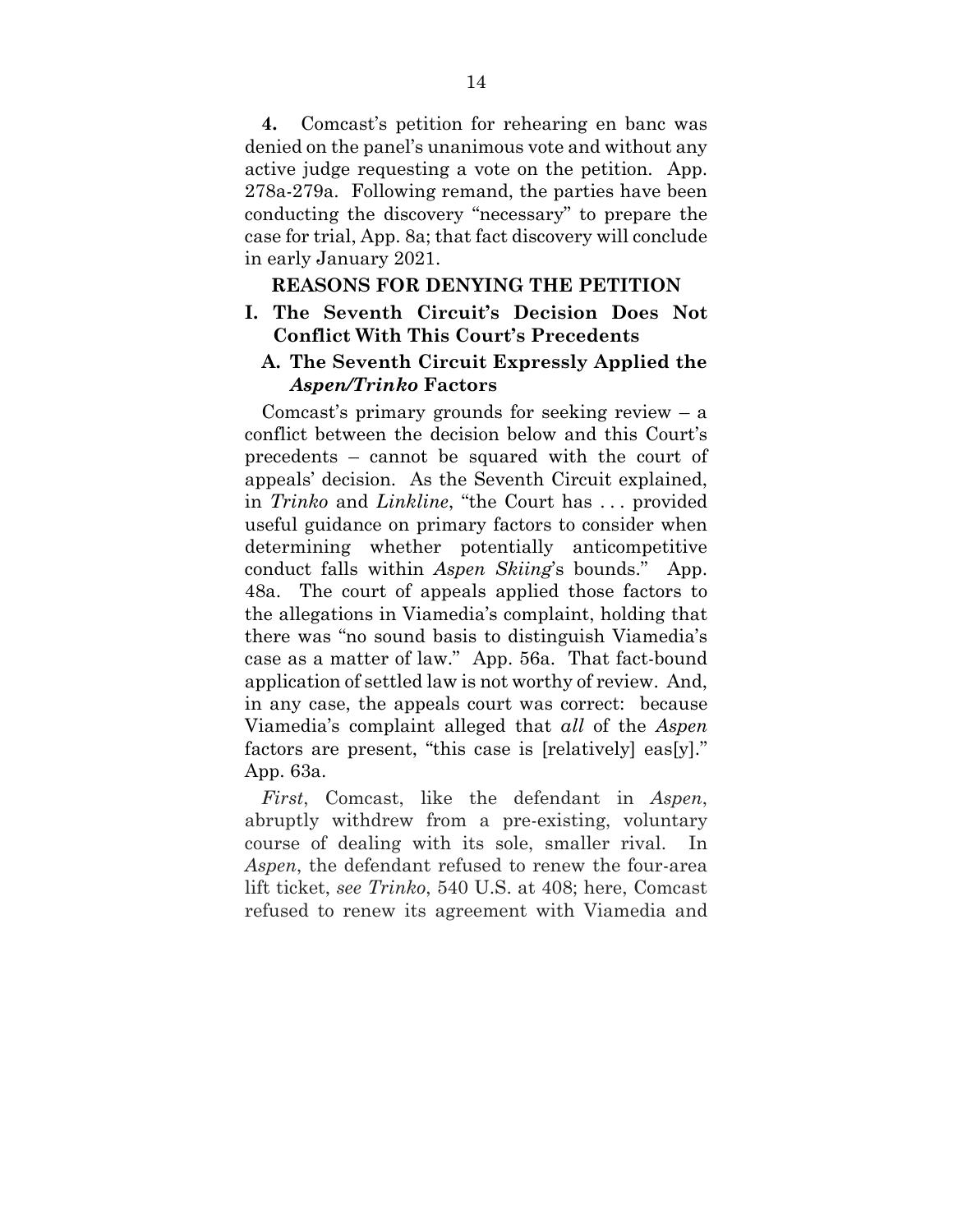**4.** Comcast's petition for rehearing en banc was denied on the panel's unanimous vote and without any active judge requesting a vote on the petition. App. 278a-279a. Following remand, the parties have been conducting the discovery "necessary" to prepare the case for trial, App. 8a; that fact discovery will conclude in early January 2021.

## REASONS FOR DENYING THE PETITION

### I. The Seventh Circuit's Decision Does Not Conflict With This Court's Precedents

#### A. The Seventh Circuit Expressly Applied the *Aspen/Trinko* Factors

Comcast's primary grounds for seeking review – a conflict between the decision below and this Court's precedents – cannot be squared with the court of appeals' decision. As the Seventh Circuit explained, in *Trinko* and *Linkline*, "the Court has . . . provided useful guidance on primary factors to consider when determining whether potentially anticompetitive conduct falls within *Aspen Skiing*'s bounds." App. 48a. The court of appeals applied those factors to the allegations in Viamedia's complaint, holding that there was "no sound basis to distinguish Viamedia's case as a matter of law." App. 56a. That fact-bound application of settled law is not worthy of review. And, in any case, the appeals court was correct: because Viamedia's complaint alleged that *all* of the *Aspen* factors are present, "this case is [relatively] eas[y]." App. 63a.

*First*, Comcast, like the defendant in *Aspen*, abruptly withdrew from a pre-existing, voluntary course of dealing with its sole, smaller rival. In *Aspen*, the defendant refused to renew the four-area lift ticket, *see Trinko*, 540 U.S. at 408; here, Comcast refused to renew its agreement with Viamedia and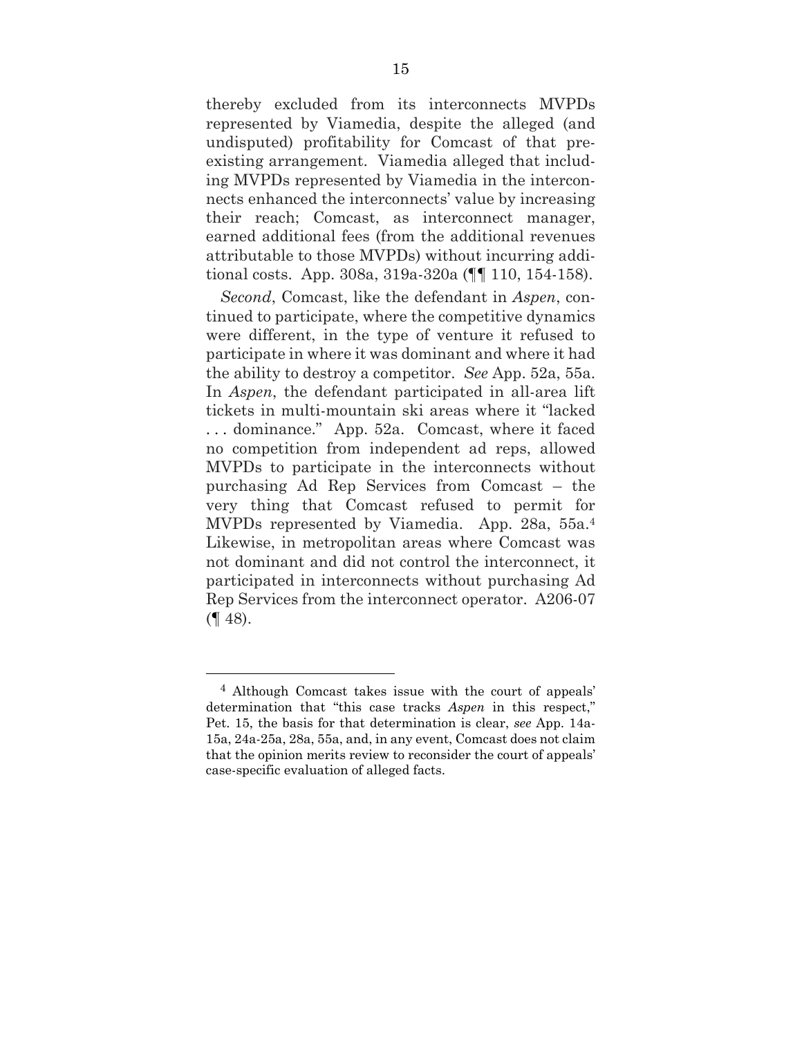thereby excluded from its interconnects MVPDs represented by Viamedia, despite the alleged (and undisputed) profitability for Comcast of that pre-existing arrangement. Viamedia alleged that including MVPDs represented by Viamedia in the interconnects enhanced the interconnects' value by increasing their reach; Comcast, as interconnect manager, earned additional fees (from the additional revenues attributable to those MVPDs) without incurring additional costs. App. 308a, 319a-320a (¶¶ 110, 154-158).

*Second*, Comcast, like the defendant in *Aspen*, continued to participate, where the competitive dynamics were different, in the type of venture it refused to participate in where it was dominant and where it had the ability to destroy a competitor. *See* App. 52a, 55a. In *Aspen*, the defendant participated in all-area lift tickets in multi-mountain ski areas where it "lacked . . . dominance." App. 52a. Comcast, where it faced no competition from independent ad reps, allowed MVPDs to participate in the interconnects without purchasing Ad Rep Services from Comcast – the very thing that Comcast refused to permit for MVPDs represented by Viamedia. App. 28a, 55a.[4] Likewise, in metropolitan areas where Comcast was not dominant and did not control the interconnect, it participated in interconnects without purchasing Ad Rep Services from the interconnect operator. A206-07 (¶ 48).

---

[4] Although Comcast takes issue with the court of appeals' determination that "this case tracks *Aspen* in this respect," Pet. 15, the basis for that determination is clear, *see* App. 14a-15a, 24a-25a, 28a, 55a, and, in any event, Comcast does not claim that the opinion merits review to reconsider the court of appeals' case-specific evaluation of alleged facts.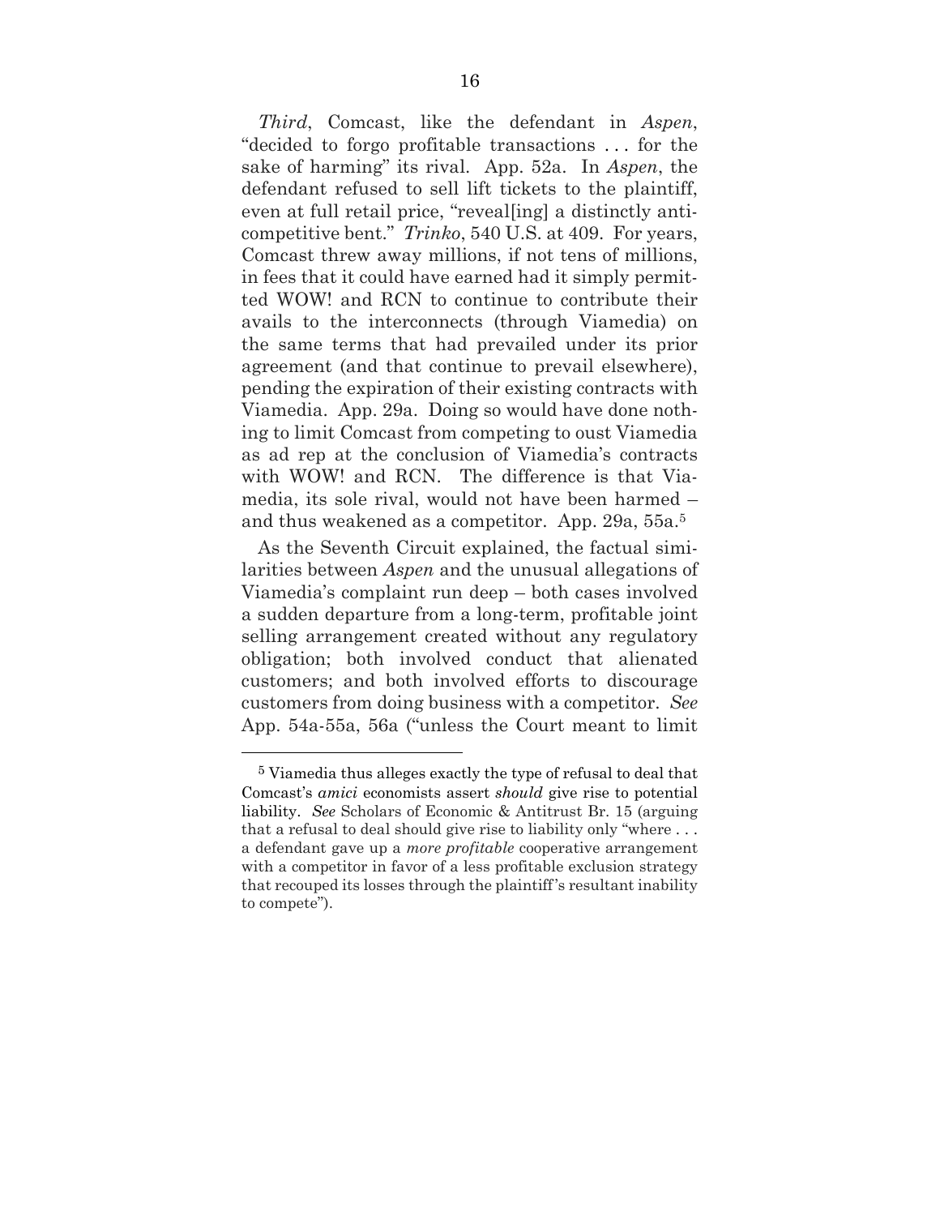*Third*, Comcast, like the defendant in *Aspen*, "decided to forgo profitable transactions . . . for the sake of harming" its rival. App. 52a. In *Aspen*, the defendant refused to sell lift tickets to the plaintiff, even at full retail price, "reveal[ing] a distinctly anticompetitive bent." *Trinko*, 540 U.S. at 409. For years, Comcast threw away millions, if not tens of millions, in fees that it could have earned had it simply permitted WOW! and RCN to continue to contribute their avails to the interconnects (through Viamedia) on the same terms that had prevailed under its prior agreement (and that continue to prevail elsewhere), pending the expiration of their existing contracts with Viamedia. App. 29a. Doing so would have done nothing to limit Comcast from competing to oust Viamedia as ad rep at the conclusion of Viamedia's contracts with WOW! and RCN. The difference is that Viamedia, its sole rival, would not have been harmed – and thus weakened as a competitor. App. 29a, 55a.[5]

As the Seventh Circuit explained, the factual similarities between *Aspen* and the unusual allegations of Viamedia's complaint run deep – both cases involved a sudden departure from a long-term, profitable joint selling arrangement created without any regulatory obligation; both involved conduct that alienated customers; and both involved efforts to discourage customers from doing business with a competitor. *See* App. 54a-55a, 56a ("unless the Court meant to limit

[5] Viamedia thus alleges exactly the type of refusal to deal that Comcast's *amici* economists assert *should* give rise to potential liability. *See* Scholars of Economic & Antitrust Br. 15 (arguing that a refusal to deal should give rise to liability only "where . . . a defendant gave up a *more profitable* cooperative arrangement with a competitor in favor of a less profitable exclusion strategy that recouped its losses through the plaintiff's resultant inability to compete").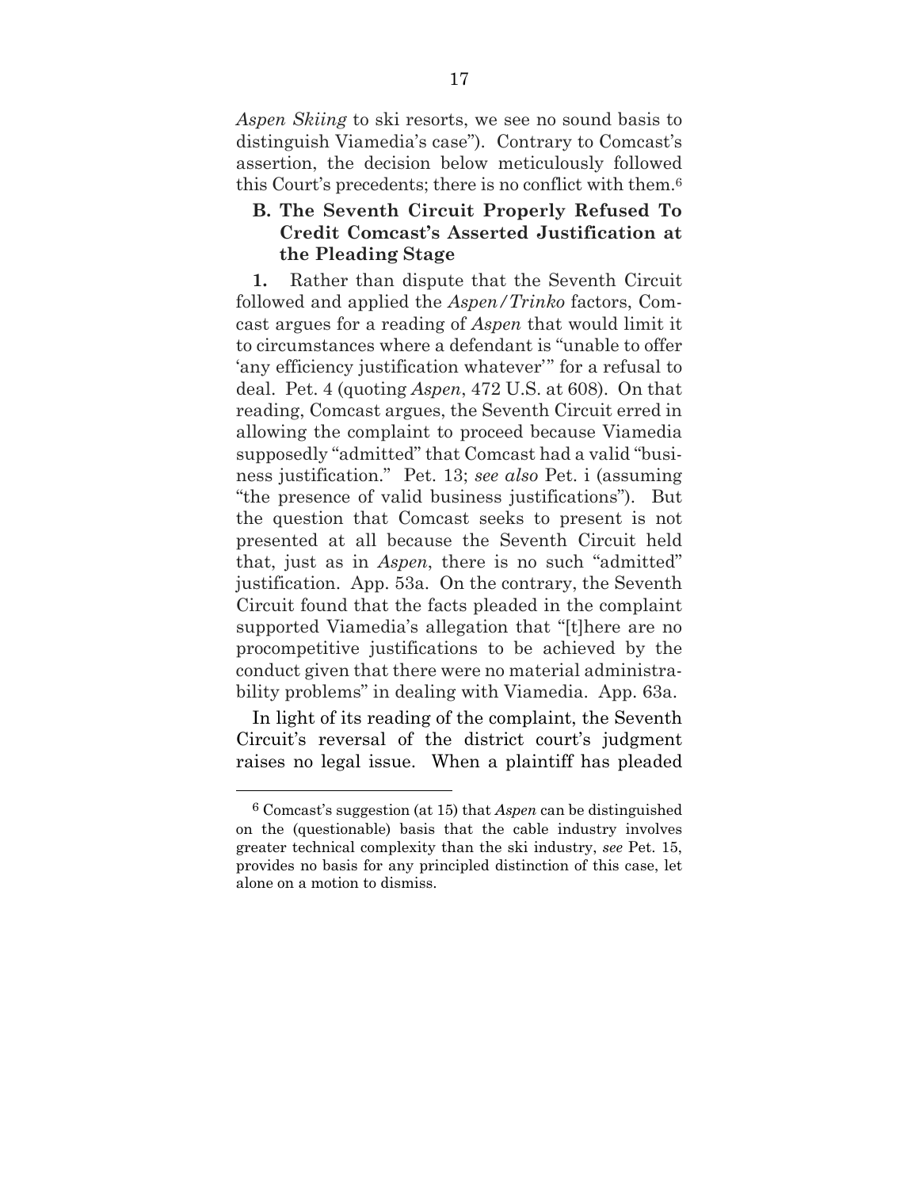*Aspen Skiing* to ski resorts, we see no sound basis to distinguish Viamedia's case"). Contrary to Comcast's assertion, the decision below meticulously followed this Court's precedents; there is no conflict with them.[6]

### B. The Seventh Circuit Properly Refused To Credit Comcast's Asserted Justification at the Pleading Stage

**1.** Rather than dispute that the Seventh Circuit followed and applied the *Aspen/Trinko* factors, Comcast argues for a reading of *Aspen* that would limit it to circumstances where a defendant is "unable to offer 'any efficiency justification whatever'" for a refusal to deal. Pet. 4 (quoting *Aspen*, 472 U.S. at 608). On that reading, Comcast argues, the Seventh Circuit erred in allowing the complaint to proceed because Viamedia supposedly "admitted" that Comcast had a valid "business justification." Pet. 13; *see also* Pet. i (assuming "the presence of valid business justifications"). But the question that Comcast seeks to present is not presented at all because the Seventh Circuit held that, just as in *Aspen*, there is no such "admitted" justification. App. 53a. On the contrary, the Seventh Circuit found that the facts pleaded in the complaint supported Viamedia's allegation that "[t]here are no procompetitive justifications to be achieved by the conduct given that there were no material administrability problems" in dealing with Viamedia. App. 63a.

In light of its reading of the complaint, the Seventh Circuit's reversal of the district court's judgment raises no legal issue. When a plaintiff has pleaded

[6] Comcast's suggestion (at 15) that *Aspen* can be distinguished on the (questionable) basis that the cable industry involves greater technical complexity than the ski industry, *see* Pet. 15, provides no basis for any principled distinction of this case, let alone on a motion to dismiss.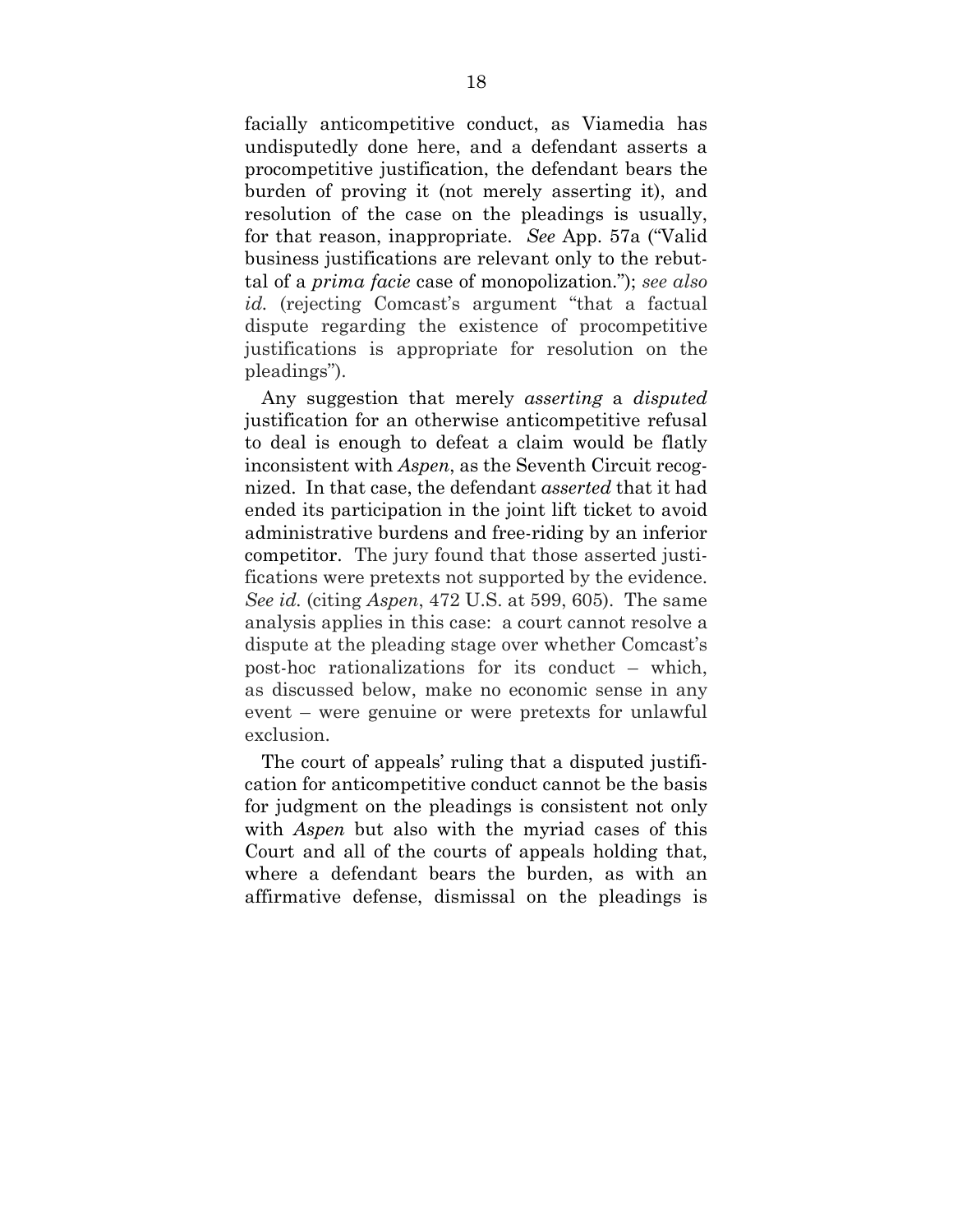facially anticompetitive conduct, as Viamedia has undisputedly done here, and a defendant asserts a procompetitive justification, the defendant bears the burden of proving it (not merely asserting it), and resolution of the case on the pleadings is usually, for that reason, inappropriate. *See* App. 57a ("Valid business justifications are relevant only to the rebuttal of a *prima facie* case of monopolization."); *see also id.* (rejecting Comcast's argument "that a factual dispute regarding the existence of procompetitive justifications is appropriate for resolution on the pleadings").

Any suggestion that merely *asserting* a *disputed* justification for an otherwise anticompetitive refusal to deal is enough to defeat a claim would be flatly inconsistent with *Aspen*, as the Seventh Circuit recognized. In that case, the defendant *asserted* that it had ended its participation in the joint lift ticket to avoid administrative burdens and free-riding by an inferior competitor. The jury found that those asserted justifications were pretexts not supported by the evidence. *See id.* (citing *Aspen*, 472 U.S. at 599, 605). The same analysis applies in this case: a court cannot resolve a dispute at the pleading stage over whether Comcast's post-hoc rationalizations for its conduct – which, as discussed below, make no economic sense in any event – were genuine or were pretexts for unlawful exclusion.

The court of appeals' ruling that a disputed justification for anticompetitive conduct cannot be the basis for judgment on the pleadings is consistent not only with *Aspen* but also with the myriad cases of this Court and all of the courts of appeals holding that, where a defendant bears the burden, as with an affirmative defense, dismissal on the pleadings is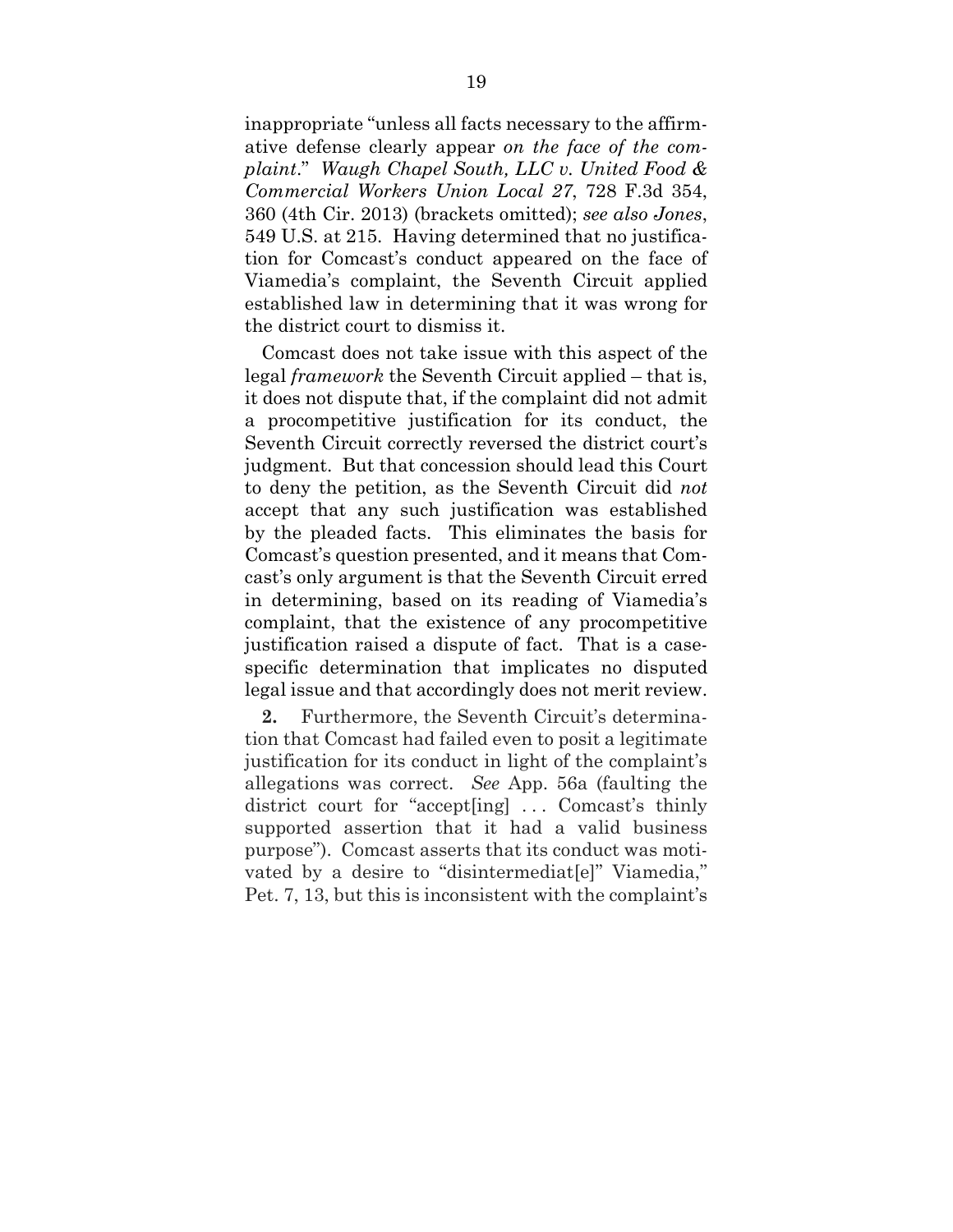inappropriate "unless all facts necessary to the affirmative defense clearly appear *on the face of the complaint*." *Waugh Chapel South, LLC v. United Food & Commercial Workers Union Local 27*, 728 F.3d 354, 360 (4th Cir. 2013) (brackets omitted); *see also Jones*, 549 U.S. at 215. Having determined that no justification for Comcast's conduct appeared on the face of Viamedia's complaint, the Seventh Circuit applied established law in determining that it was wrong for the district court to dismiss it.

Comcast does not take issue with this aspect of the legal *framework* the Seventh Circuit applied – that is, it does not dispute that, if the complaint did not admit a procompetitive justification for its conduct, the Seventh Circuit correctly reversed the district court's judgment. But that concession should lead this Court to deny the petition, as the Seventh Circuit did *not* accept that any such justification was established by the pleaded facts. This eliminates the basis for Comcast's question presented, and it means that Comcast's only argument is that the Seventh Circuit erred in determining, based on its reading of Viamedia's complaint, that the existence of any procompetitive justification raised a dispute of fact. That is a case-specific determination that implicates no disputed legal issue and that accordingly does not merit review.

**2.** Furthermore, the Seventh Circuit's determination that Comcast had failed even to posit a legitimate justification for its conduct in light of the complaint's allegations was correct. *See* App. 56a (faulting the district court for "accept[ing] . . . Comcast's thinly supported assertion that it had a valid business purpose"). Comcast asserts that its conduct was motivated by a desire to "disintermediat[e]" Viamedia," Pet. 7, 13, but this is inconsistent with the complaint's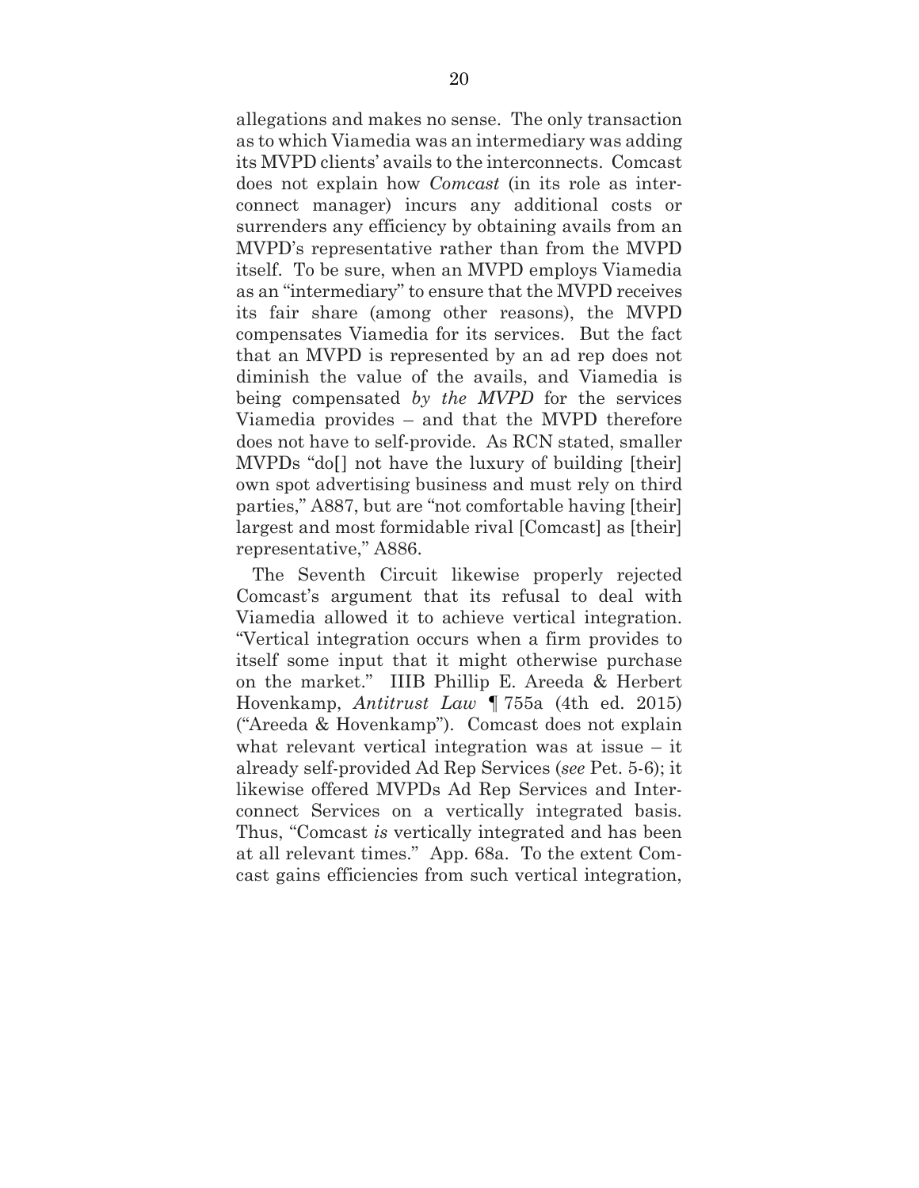allegations and makes no sense. The only transaction as to which Viamedia was an intermediary was adding its MVPD clients' avails to the interconnects. Comcast does not explain how *Comcast* (in its role as interconnect manager) incurs any additional costs or surrenders any efficiency by obtaining avails from an MVPD's representative rather than from the MVPD itself. To be sure, when an MVPD employs Viamedia as an "intermediary" to ensure that the MVPD receives its fair share (among other reasons), the MVPD compensates Viamedia for its services. But the fact that an MVPD is represented by an ad rep does not diminish the value of the avails, and Viamedia is being compensated *by the MVPD* for the services Viamedia provides – and that the MVPD therefore does not have to self-provide. As RCN stated, smaller MVPDs "do[] not have the luxury of building [their] own spot advertising business and must rely on third parties," A887, but are "not comfortable having [their] largest and most formidable rival [Comcast] as [their] representative," A886.

The Seventh Circuit likewise properly rejected Comcast's argument that its refusal to deal with Viamedia allowed it to achieve vertical integration. "Vertical integration occurs when a firm provides to itself some input that it might otherwise purchase on the market." IIIB Phillip E. Areeda & Herbert Hovenkamp, *Antitrust Law* ¶ 755a (4th ed. 2015) ("Areeda & Hovenkamp"). Comcast does not explain what relevant vertical integration was at issue – it already self-provided Ad Rep Services (*see* Pet. 5-6); it likewise offered MVPDs Ad Rep Services and Interconnect Services on a vertically integrated basis. Thus, "Comcast *is* vertically integrated and has been at all relevant times." App. 68a. To the extent Comcast gains efficiencies from such vertical integration,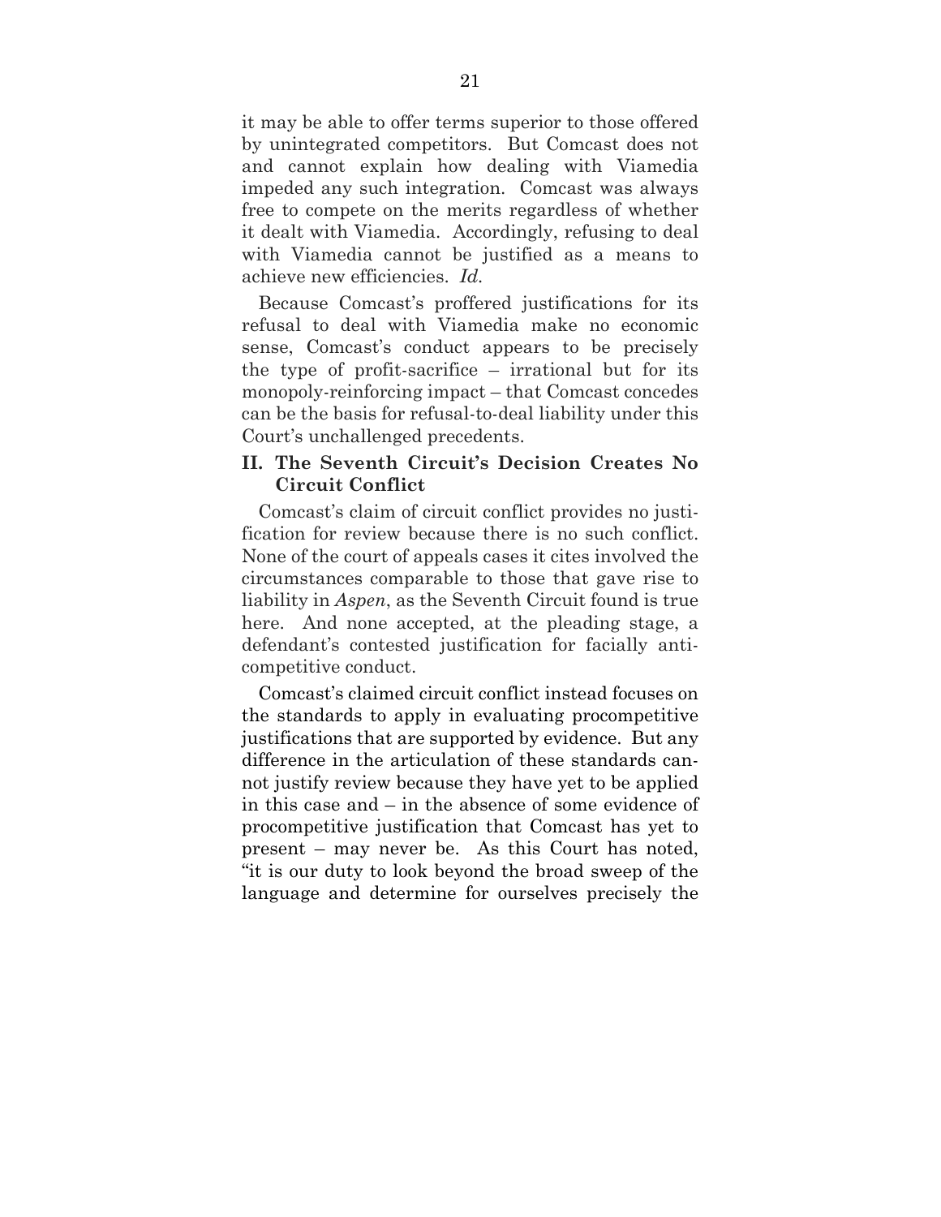it may be able to offer terms superior to those offered by unintegrated competitors. But Comcast does not and cannot explain how dealing with Viamedia impeded any such integration. Comcast was always free to compete on the merits regardless of whether it dealt with Viamedia. Accordingly, refusing to deal with Viamedia cannot be justified as a means to achieve new efficiencies. *Id.*

Because Comcast's proffered justifications for its refusal to deal with Viamedia make no economic sense, Comcast's conduct appears to be precisely the type of profit-sacrifice – irrational but for its monopoly-reinforcing impact – that Comcast concedes can be the basis for refusal-to-deal liability under this Court's unchallenged precedents.

## II. The Seventh Circuit's Decision Creates No Circuit Conflict

Comcast's claim of circuit conflict provides no justification for review because there is no such conflict. None of the court of appeals cases it cites involved the circumstances comparable to those that gave rise to liability in *Aspen*, as the Seventh Circuit found is true here. And none accepted, at the pleading stage, a defendant's contested justification for facially anticompetitive conduct.

Comcast's claimed circuit conflict instead focuses on the standards to apply in evaluating procompetitive justifications that are supported by evidence. But any difference in the articulation of these standards cannot justify review because they have yet to be applied in this case and – in the absence of some evidence of procompetitive justification that Comcast has yet to present – may never be. As this Court has noted, "it is our duty to look beyond the broad sweep of the language and determine for ourselves precisely the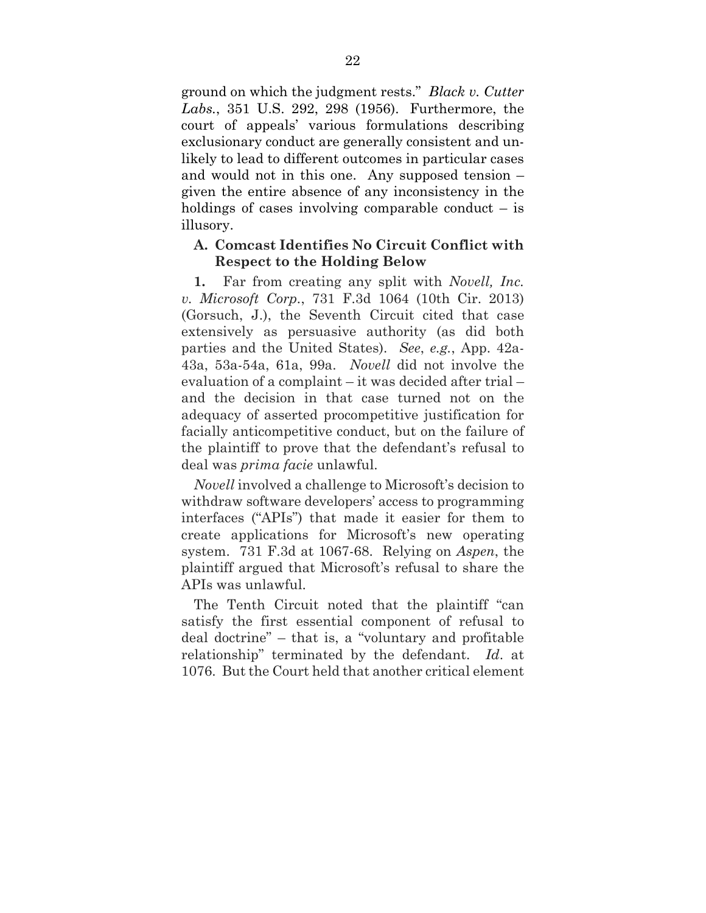ground on which the judgment rests." *Black v. Cutter Labs.*, 351 U.S. 292, 298 (1956). Furthermore, the court of appeals' various formulations describing exclusionary conduct are generally consistent and unlikely to lead to different outcomes in particular cases and would not in this one. Any supposed tension – given the entire absence of any inconsistency in the holdings of cases involving comparable conduct – is illusory.

### A. Comcast Identifies No Circuit Conflict with Respect to the Holding Below

**1.** Far from creating any split with *Novell, Inc. v. Microsoft Corp.*, 731 F.3d 1064 (10th Cir. 2013) (Gorsuch, J.), the Seventh Circuit cited that case extensively as persuasive authority (as did both parties and the United States). *See*, *e.g.*, App. 42a-43a, 53a-54a, 61a, 99a. *Novell* did not involve the evaluation of a complaint – it was decided after trial – and the decision in that case turned not on the adequacy of asserted procompetitive justification for facially anticompetitive conduct, but on the failure of the plaintiff to prove that the defendant's refusal to deal was *prima facie* unlawful.

*Novell* involved a challenge to Microsoft's decision to withdraw software developers' access to programming interfaces ("APIs") that made it easier for them to create applications for Microsoft's new operating system. 731 F.3d at 1067-68. Relying on *Aspen*, the plaintiff argued that Microsoft's refusal to share the APIs was unlawful.

The Tenth Circuit noted that the plaintiff "can satisfy the first essential component of refusal to deal doctrine" – that is, a "voluntary and profitable relationship" terminated by the defendant. *Id*. at 1076. But the Court held that another critical element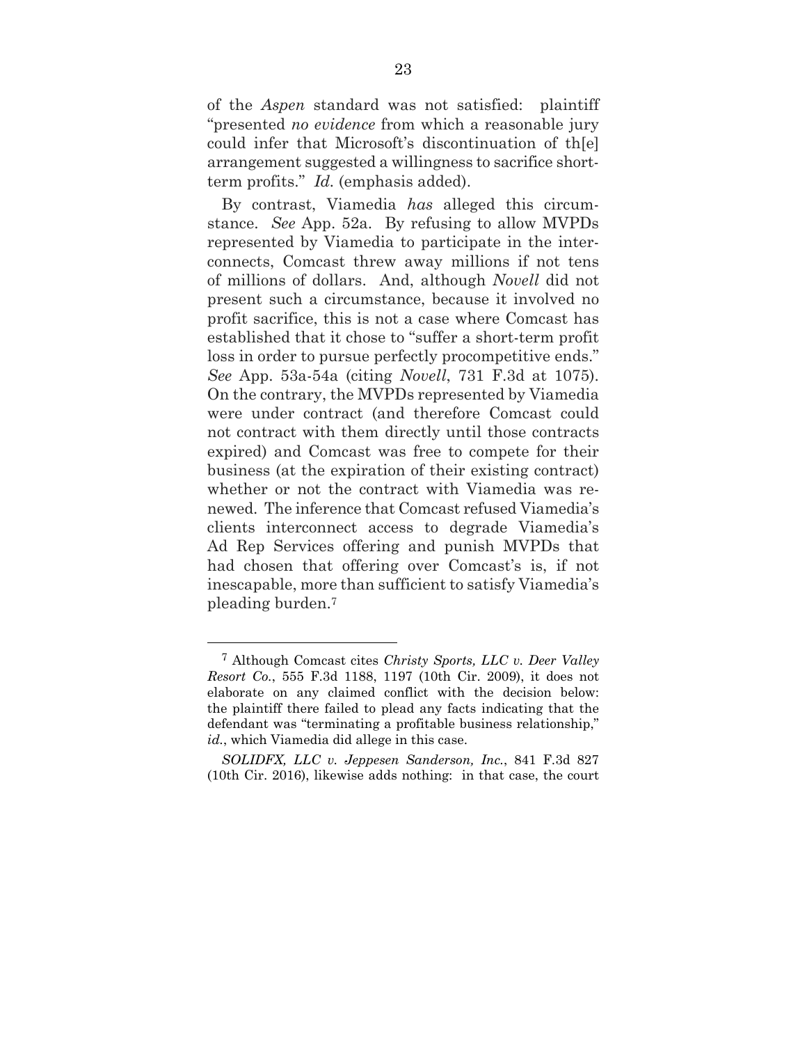of the *Aspen* standard was not satisfied: plaintiff "presented *no evidence* from which a reasonable jury could infer that Microsoft's discontinuation of th[e] arrangement suggested a willingness to sacrifice short-term profits." *Id.* (emphasis added).

By contrast, Viamedia *has* alleged this circumstance. *See* App. 52a. By refusing to allow MVPDs represented by Viamedia to participate in the interconnects, Comcast threw away millions if not tens of millions of dollars. And, although *Novell* did not present such a circumstance, because it involved no profit sacrifice, this is not a case where Comcast has established that it chose to "suffer a short-term profit loss in order to pursue perfectly procompetitive ends." *See* App. 53a-54a (citing *Novell*, 731 F.3d at 1075). On the contrary, the MVPDs represented by Viamedia were under contract (and therefore Comcast could not contract with them directly until those contracts expired) and Comcast was free to compete for their business (at the expiration of their existing contract) whether or not the contract with Viamedia was renewed. The inference that Comcast refused Viamedia's clients interconnect access to degrade Viamedia's Ad Rep Services offering and punish MVPDs that had chosen that offering over Comcast's is, if not inescapable, more than sufficient to satisfy Viamedia's pleading burden.[7]

---

[7] Although Comcast cites *Christy Sports, LLC v. Deer Valley Resort Co.*, 555 F.3d 1188, 1197 (10th Cir. 2009), it does not elaborate on any claimed conflict with the decision below: the plaintiff there failed to plead any facts indicating that the defendant was "terminating a profitable business relationship," *id.*, which Viamedia did allege in this case.

*SOLIDFX, LLC v. Jeppesen Sanderson, Inc.*, 841 F.3d 827 (10th Cir. 2016), likewise adds nothing: in that case, the court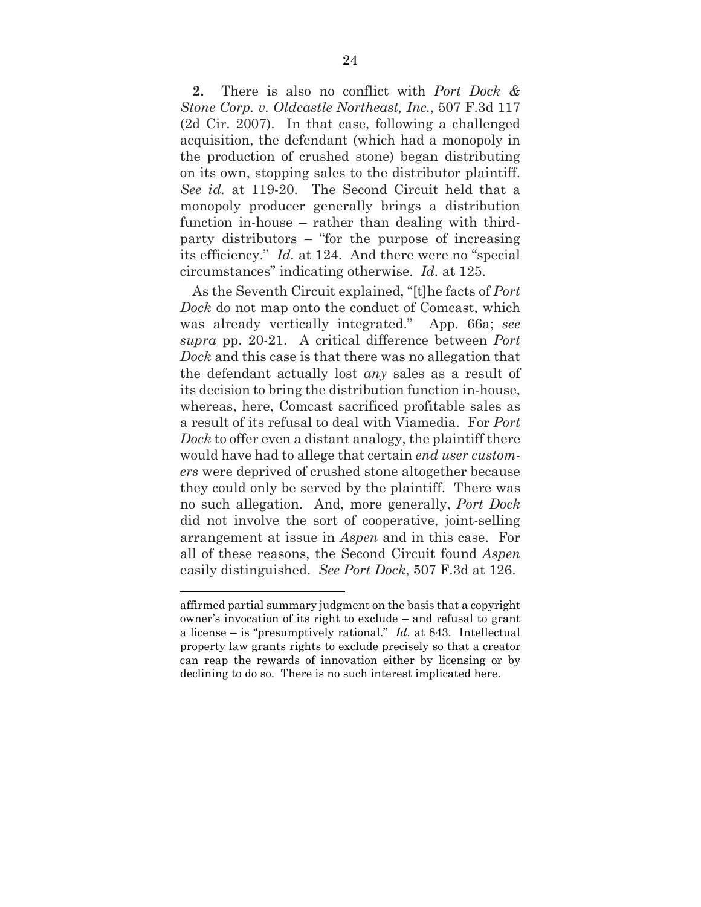**2.** There is also no conflict with *Port Dock & Stone Corp. v. Oldcastle Northeast, Inc.*, 507 F.3d 117 (2d Cir. 2007). In that case, following a challenged acquisition, the defendant (which had a monopoly in the production of crushed stone) began distributing on its own, stopping sales to the distributor plaintiff. *See id.* at 119-20. The Second Circuit held that a monopoly producer generally brings a distribution function in-house – rather than dealing with third-party distributors – "for the purpose of increasing its efficiency." *Id.* at 124. And there were no "special circumstances" indicating otherwise. *Id.* at 125.

As the Seventh Circuit explained, "[t]he facts of *Port Dock* do not map onto the conduct of Comcast, which was already vertically integrated." App. 66a; *see supra* pp. 20-21. A critical difference between *Port Dock* and this case is that there was no allegation that the defendant actually lost *any* sales as a result of its decision to bring the distribution function in-house, whereas, here, Comcast sacrificed profitable sales as a result of its refusal to deal with Viamedia. For *Port Dock* to offer even a distant analogy, the plaintiff there would have had to allege that certain *end user customers* were deprived of crushed stone altogether because they could only be served by the plaintiff. There was no such allegation. And, more generally, *Port Dock* did not involve the sort of cooperative, joint-selling arrangement at issue in *Aspen* and in this case. For all of these reasons, the Second Circuit found *Aspen* easily distinguished. *See Port Dock*, 507 F.3d at 126.

---

affirmed partial summary judgment on the basis that a copyright owner's invocation of its right to exclude – and refusal to grant a license – is "presumptively rational." *Id.* at 843. Intellectual property law grants rights to exclude precisely so that a creator can reap the rewards of innovation either by licensing or by declining to do so. There is no such interest implicated here.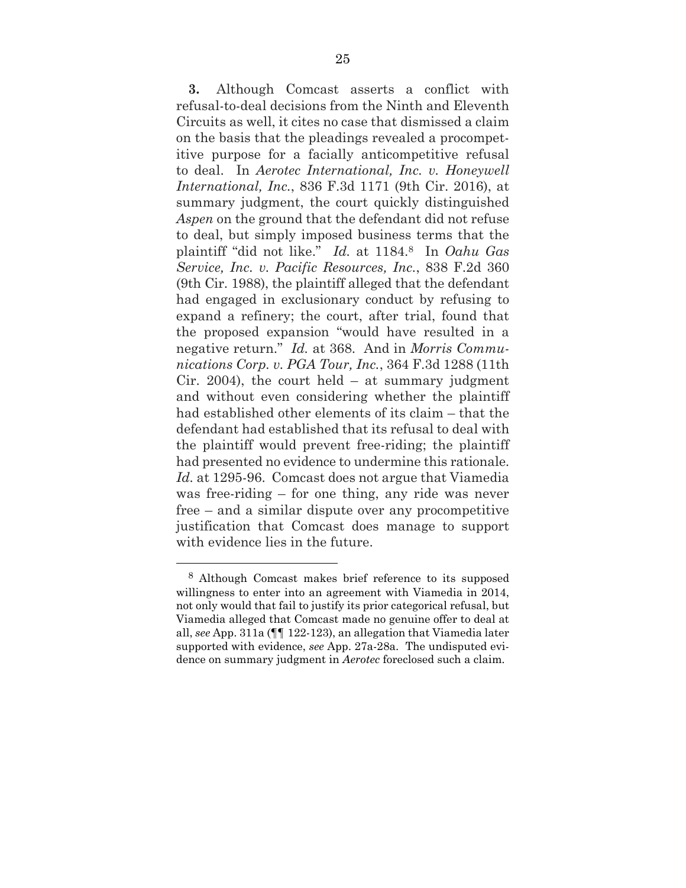**3.** Although Comcast asserts a conflict with refusal-to-deal decisions from the Ninth and Eleventh Circuits as well, it cites no case that dismissed a claim on the basis that the pleadings revealed a procompetitive purpose for a facially anticompetitive refusal to deal. In *Aerotec International, Inc. v. Honeywell International, Inc.*, 836 F.3d 1171 (9th Cir. 2016), at summary judgment, the court quickly distinguished *Aspen* on the ground that the defendant did not refuse to deal, but simply imposed business terms that the plaintiff "did not like." *Id.* at 1184.[8] In *Oahu Gas Service, Inc. v. Pacific Resources, Inc.*, 838 F.2d 360 (9th Cir. 1988), the plaintiff alleged that the defendant had engaged in exclusionary conduct by refusing to expand a refinery; the court, after trial, found that the proposed expansion "would have resulted in a negative return." *Id.* at 368. And in *Morris Communications Corp. v. PGA Tour, Inc.*, 364 F.3d 1288 (11th Cir. 2004), the court held – at summary judgment and without even considering whether the plaintiff had established other elements of its claim – that the defendant had established that its refusal to deal with the plaintiff would prevent free-riding; the plaintiff had presented no evidence to undermine this rationale. *Id.* at 1295-96. Comcast does not argue that Viamedia was free-riding – for one thing, any ride was never free – and a similar dispute over any procompetitive justification that Comcast does manage to support with evidence lies in the future.

---

[8] Although Comcast makes brief reference to its supposed willingness to enter into an agreement with Viamedia in 2014, not only would that fail to justify its prior categorical refusal, but Viamedia alleged that Comcast made no genuine offer to deal at all, *see* App. 311a (¶¶ 122-123), an allegation that Viamedia later supported with evidence, *see* App. 27a-28a. The undisputed evidence on summary judgment in *Aerotec* foreclosed such a claim.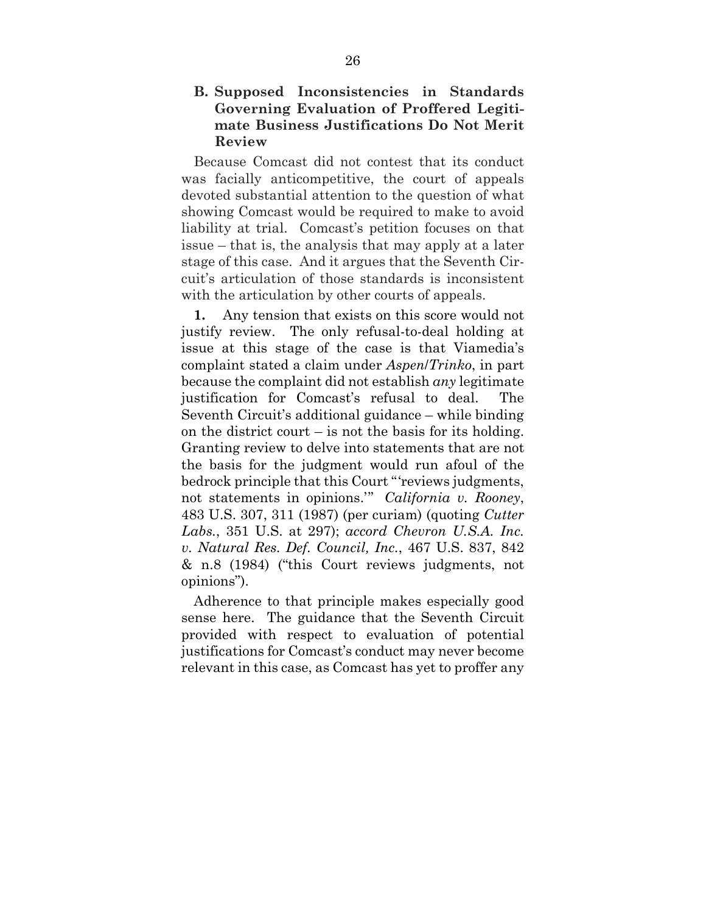### B. Supposed Inconsistencies in Standards Governing Evaluation of Proffered Legitimate Business Justifications Do Not Merit Review

Because Comcast did not contest that its conduct was facially anticompetitive, the court of appeals devoted substantial attention to the question of what showing Comcast would be required to make to avoid liability at trial. Comcast's petition focuses on that issue – that is, the analysis that may apply at a later stage of this case. And it argues that the Seventh Circuit's articulation of those standards is inconsistent with the articulation by other courts of appeals.

**1.** Any tension that exists on this score would not justify review. The only refusal-to-deal holding at issue at this stage of the case is that Viamedia's complaint stated a claim under *Aspen*/*Trinko*, in part because the complaint did not establish *any* legitimate justification for Comcast's refusal to deal. The Seventh Circuit's additional guidance – while binding on the district court – is not the basis for its holding. Granting review to delve into statements that are not the basis for the judgment would run afoul of the bedrock principle that this Court "'reviews judgments, not statements in opinions.'" *California v. Rooney*, 483 U.S. 307, 311 (1987) (per curiam) (quoting *Cutter Labs.*, 351 U.S. at 297); *accord Chevron U.S.A. Inc. v. Natural Res. Def. Council, Inc.*, 467 U.S. 837, 842 & n.8 (1984) ("this Court reviews judgments, not opinions").

Adherence to that principle makes especially good sense here. The guidance that the Seventh Circuit provided with respect to evaluation of potential justifications for Comcast's conduct may never become relevant in this case, as Comcast has yet to proffer any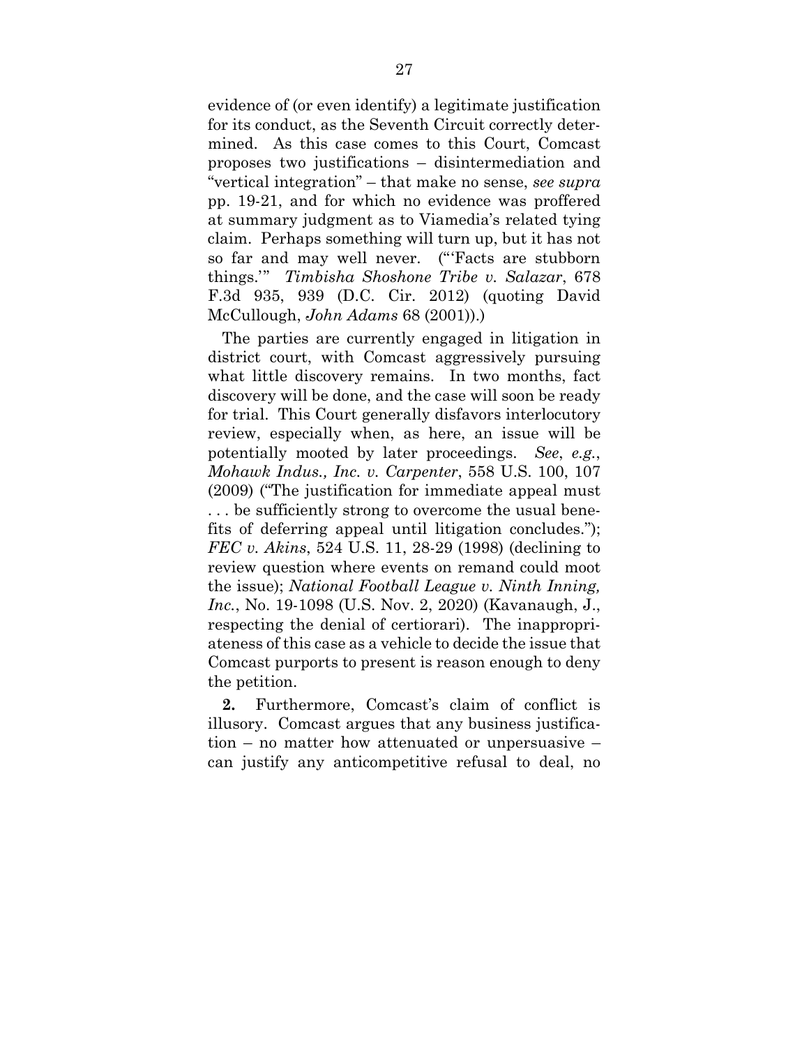evidence of (or even identify) a legitimate justification for its conduct, as the Seventh Circuit correctly determined. As this case comes to this Court, Comcast proposes two justifications – disintermediation and "vertical integration" – that make no sense, *see supra* pp. 19-21, and for which no evidence was proffered at summary judgment as to Viamedia's related tying claim. Perhaps something will turn up, but it has not so far and may well never. ("'Facts are stubborn things.'" *Timbisha Shoshone Tribe v. Salazar*, 678 F.3d 935, 939 (D.C. Cir. 2012) (quoting David McCullough, *John Adams* 68 (2001)).)

The parties are currently engaged in litigation in district court, with Comcast aggressively pursuing what little discovery remains. In two months, fact discovery will be done, and the case will soon be ready for trial. This Court generally disfavors interlocutory review, especially when, as here, an issue will be potentially mooted by later proceedings. *See*, *e.g.*, *Mohawk Indus., Inc. v. Carpenter*, 558 U.S. 100, 107 (2009) ("The justification for immediate appeal must . . . be sufficiently strong to overcome the usual benefits of deferring appeal until litigation concludes."); *FEC v. Akins*, 524 U.S. 11, 28-29 (1998) (declining to review question where events on remand could moot the issue); *National Football League v. Ninth Inning, Inc.*, No. 19-1098 (U.S. Nov. 2, 2020) (Kavanaugh, J., respecting the denial of certiorari). The inappropriateness of this case as a vehicle to decide the issue that Comcast purports to present is reason enough to deny the petition.

**2.** Furthermore, Comcast's claim of conflict is illusory. Comcast argues that any business justification – no matter how attenuated or unpersuasive – can justify any anticompetitive refusal to deal, no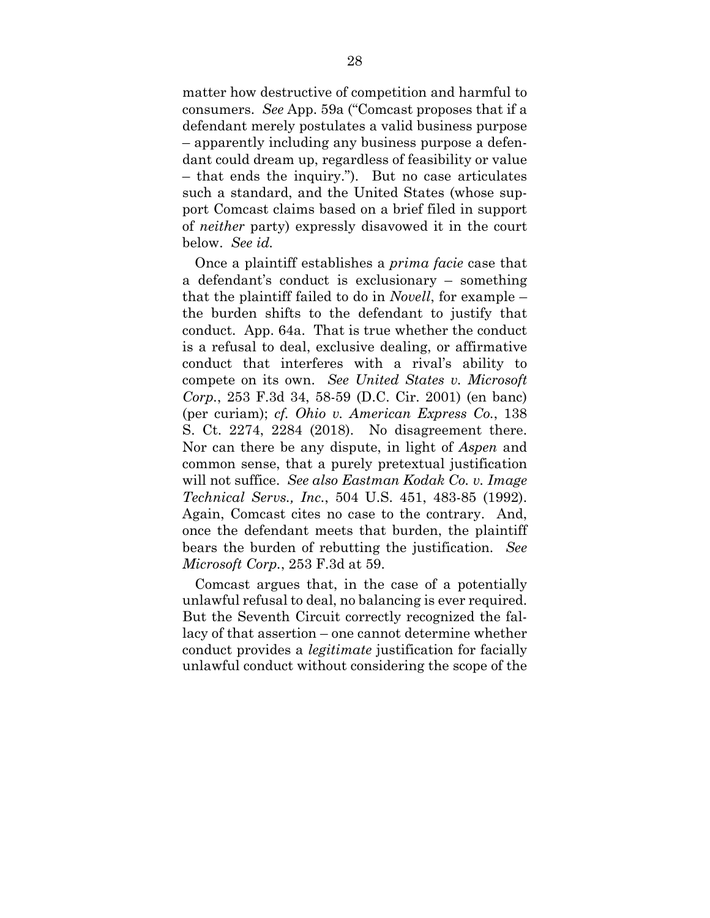matter how destructive of competition and harmful to consumers. *See* App. 59a ("Comcast proposes that if a defendant merely postulates a valid business purpose – apparently including any business purpose a defendant could dream up, regardless of feasibility or value – that ends the inquiry."). But no case articulates such a standard, and the United States (whose support Comcast claims based on a brief filed in support of *neither* party) expressly disavowed it in the court below. *See id.*

Once a plaintiff establishes a *prima facie* case that a defendant's conduct is exclusionary – something that the plaintiff failed to do in *Novell*, for example – the burden shifts to the defendant to justify that conduct. App. 64a. That is true whether the conduct is a refusal to deal, exclusive dealing, or affirmative conduct that interferes with a rival's ability to compete on its own. *See United States v. Microsoft Corp.*, 253 F.3d 34, 58-59 (D.C. Cir. 2001) (en banc) (per curiam); *cf. Ohio v. American Express Co.*, 138 S. Ct. 2274, 2284 (2018). No disagreement there. Nor can there be any dispute, in light of *Aspen* and common sense, that a purely pretextual justification will not suffice. *See also Eastman Kodak Co. v. Image Technical Servs., Inc.*, 504 U.S. 451, 483-85 (1992). Again, Comcast cites no case to the contrary. And, once the defendant meets that burden, the plaintiff bears the burden of rebutting the justification. *See Microsoft Corp.*, 253 F.3d at 59.

Comcast argues that, in the case of a potentially unlawful refusal to deal, no balancing is ever required. But the Seventh Circuit correctly recognized the fallacy of that assertion – one cannot determine whether conduct provides a *legitimate* justification for facially unlawful conduct without considering the scope of the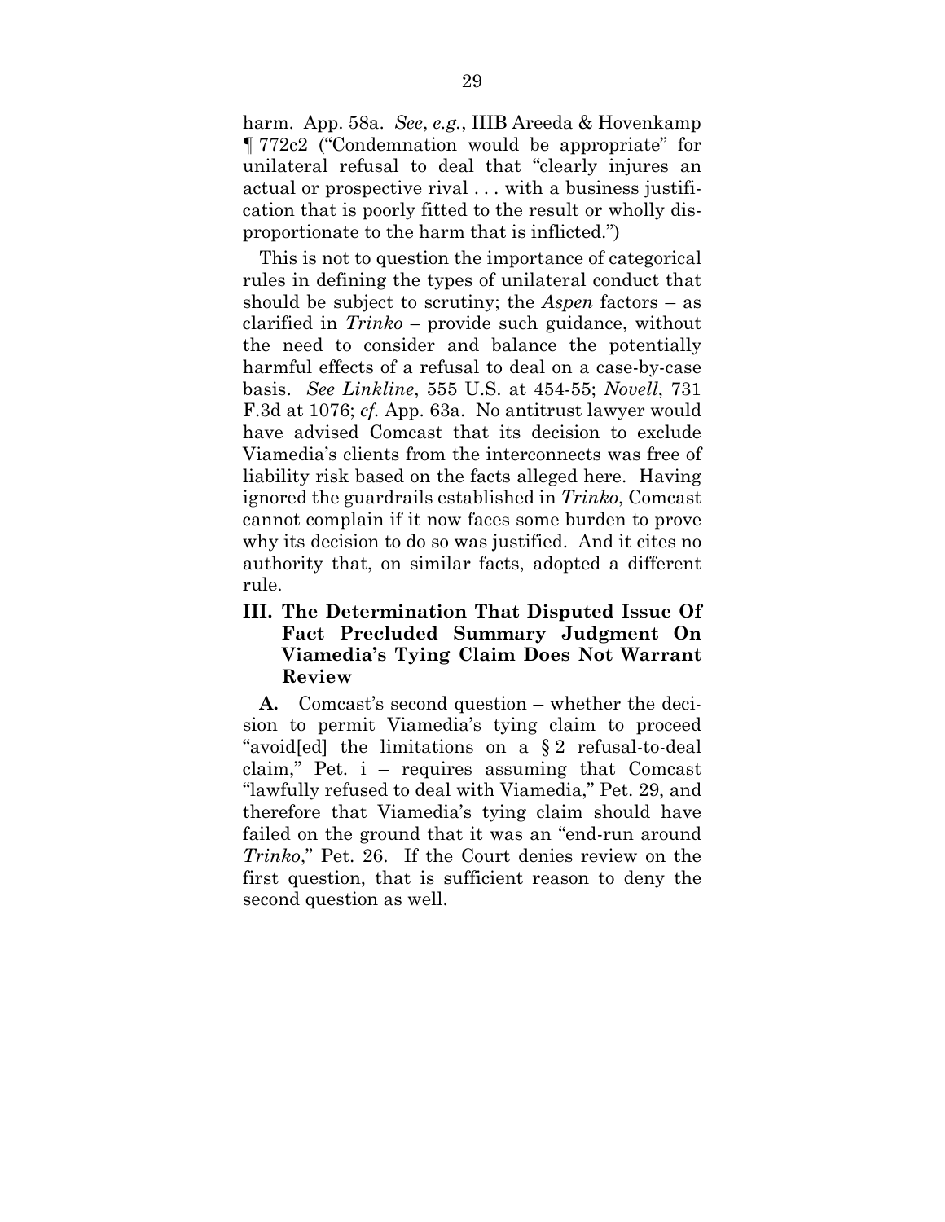harm. App. 58a. *See*, *e.g.*, IIIB Areeda & Hovenkamp ¶ 772c2 ("Condemnation would be appropriate" for unilateral refusal to deal that "clearly injures an actual or prospective rival . . . with a business justification that is poorly fitted to the result or wholly disproportionate to the harm that is inflicted.")

This is not to question the importance of categorical rules in defining the types of unilateral conduct that should be subject to scrutiny; the *Aspen* factors – as clarified in *Trinko* – provide such guidance, without the need to consider and balance the potentially harmful effects of a refusal to deal on a case-by-case basis. *See Linkline*, 555 U.S. at 454-55; *Novell*, 731 F.3d at 1076; *cf.* App. 63a. No antitrust lawyer would have advised Comcast that its decision to exclude Viamedia's clients from the interconnects was free of liability risk based on the facts alleged here. Having ignored the guardrails established in *Trinko*, Comcast cannot complain if it now faces some burden to prove why its decision to do so was justified. And it cites no authority that, on similar facts, adopted a different rule.

## III. The Determination That Disputed Issue Of Fact Precluded Summary Judgment On Viamedia's Tying Claim Does Not Warrant Review

**A.** Comcast's second question – whether the decision to permit Viamedia's tying claim to proceed "avoid[ed] the limitations on a § 2 refusal-to-deal claim," Pet. i – requires assuming that Comcast "lawfully refused to deal with Viamedia," Pet. 29, and therefore that Viamedia's tying claim should have failed on the ground that it was an "end-run around *Trinko*," Pet. 26. If the Court denies review on the first question, that is sufficient reason to deny the second question as well.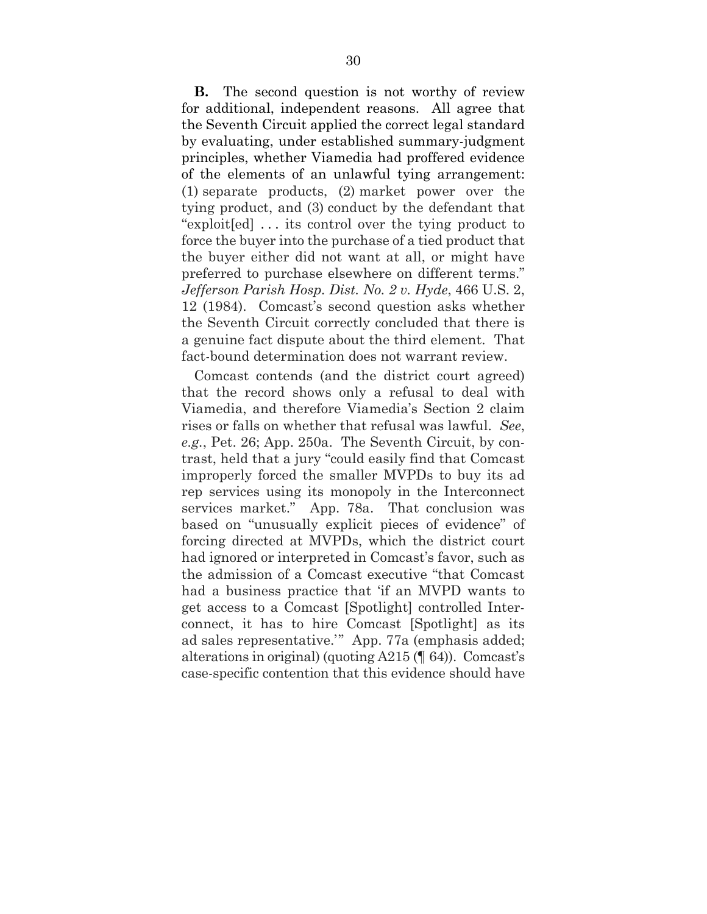**B.** The second question is not worthy of review for additional, independent reasons. All agree that the Seventh Circuit applied the correct legal standard by evaluating, under established summary-judgment principles, whether Viamedia had proffered evidence of the elements of an unlawful tying arrangement: (1) separate products, (2) market power over the tying product, and (3) conduct by the defendant that "exploit[ed] . . . its control over the tying product to force the buyer into the purchase of a tied product that the buyer either did not want at all, or might have preferred to purchase elsewhere on different terms." *Jefferson Parish Hosp. Dist. No. 2 v. Hyde*, 466 U.S. 2, 12 (1984). Comcast's second question asks whether the Seventh Circuit correctly concluded that there is a genuine fact dispute about the third element. That fact-bound determination does not warrant review.

Comcast contends (and the district court agreed) that the record shows only a refusal to deal with Viamedia, and therefore Viamedia's Section 2 claim rises or falls on whether that refusal was lawful. *See, e.g.*, Pet. 26; App. 250a. The Seventh Circuit, by contrast, held that a jury "could easily find that Comcast improperly forced the smaller MVPDs to buy its ad rep services using its monopoly in the Interconnect services market." App. 78a. That conclusion was based on "unusually explicit pieces of evidence" of forcing directed at MVPDs, which the district court had ignored or interpreted in Comcast's favor, such as the admission of a Comcast executive "that Comcast had a business practice that '*if an MVPD wants to get access to a Comcast [Spotlight] controlled Interconnect, it has to hire Comcast [Spotlight] as its ad sales representative.*'" App. 77a (emphasis added; alterations in original) (quoting A215 (¶ 64)). Comcast's case-specific contention that this evidence should have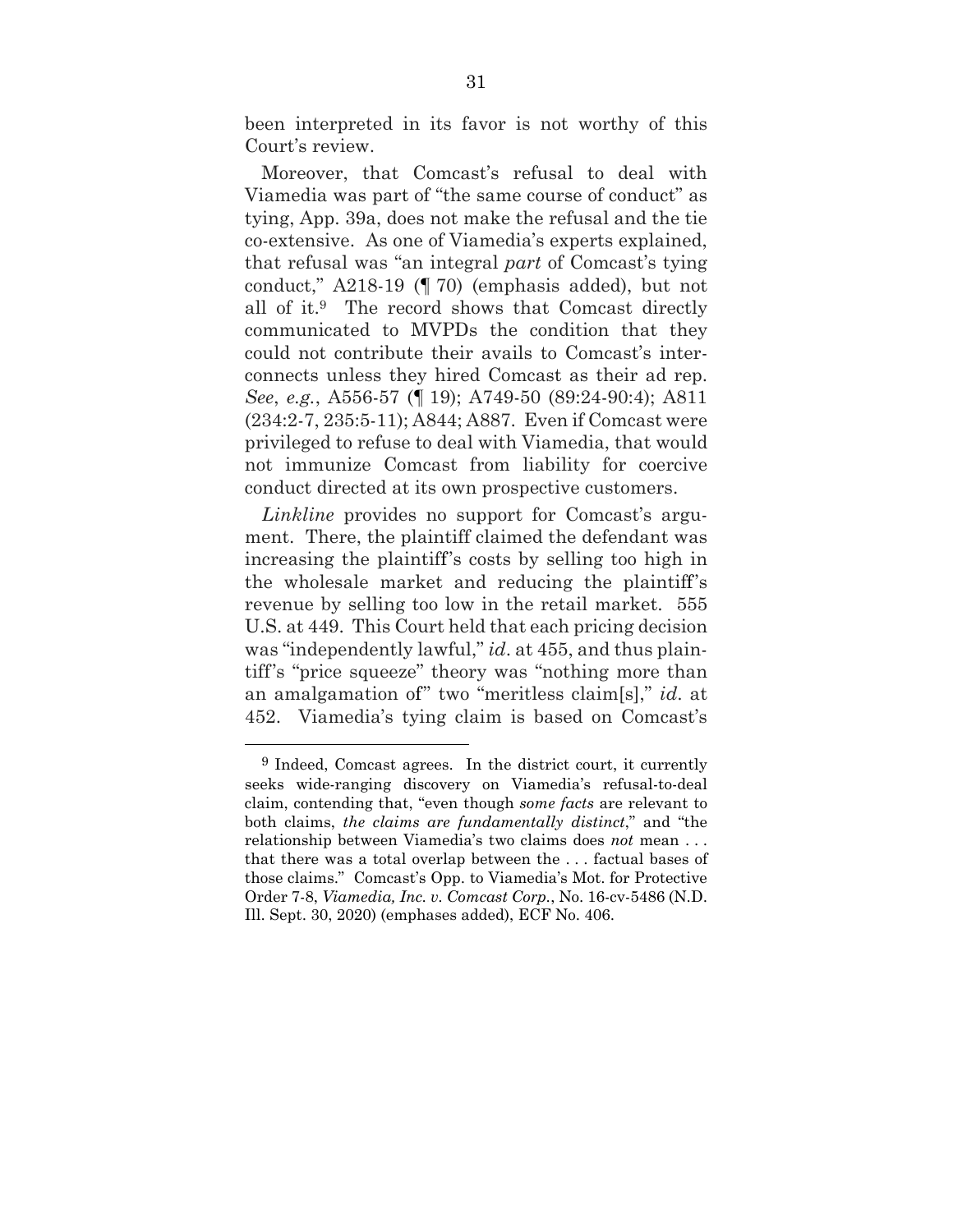been interpreted in its favor is not worthy of this Court's review.

Moreover, that Comcast's refusal to deal with Viamedia was part of "the same course of conduct" as tying, App. 39a, does not make the refusal and the tie co-extensive. As one of Viamedia's experts explained, that refusal was "an integral *part* of Comcast's tying conduct," A218-19 (¶ 70) (emphasis added), but not all of it.[9] The record shows that Comcast directly communicated to MVPDs the condition that they could not contribute their avails to Comcast's interconnects unless they hired Comcast as their ad rep. *See*, *e.g.*, A556-57 (¶ 19); A749-50 (89:24-90:4); A811 (234:2-7, 235:5-11); A844; A887. Even if Comcast were privileged to refuse to deal with Viamedia, that would not immunize Comcast from liability for coercive conduct directed at its own prospective customers.

*Linkline* provides no support for Comcast's argument. There, the plaintiff claimed the defendant was increasing the plaintiff's costs by selling too high in the wholesale market and reducing the plaintiff's revenue by selling too low in the retail market. 555 U.S. at 449. This Court held that each pricing decision was "independently lawful," *id*. at 455, and thus plaintiff's "price squeeze" theory was "nothing more than an amalgamation of" two "meritless claim[s]," *id*. at 452. Viamedia's tying claim is based on Comcast's

---

[9] Indeed, Comcast agrees. In the district court, it currently seeks wide-ranging discovery on Viamedia's refusal-to-deal claim, contending that, "even though *some facts* are relevant to both claims, *the claims are fundamentally distinct*," and "the relationship between Viamedia's two claims does *not* mean . . . that there was a total overlap between the . . . factual bases of those claims." Comcast's Opp. to Viamedia's Mot. for Protective Order 7-8, *Viamedia, Inc. v. Comcast Corp.*, No. 16-cv-5486 (N.D. Ill. Sept. 30, 2020) (emphases added), ECF No. 406.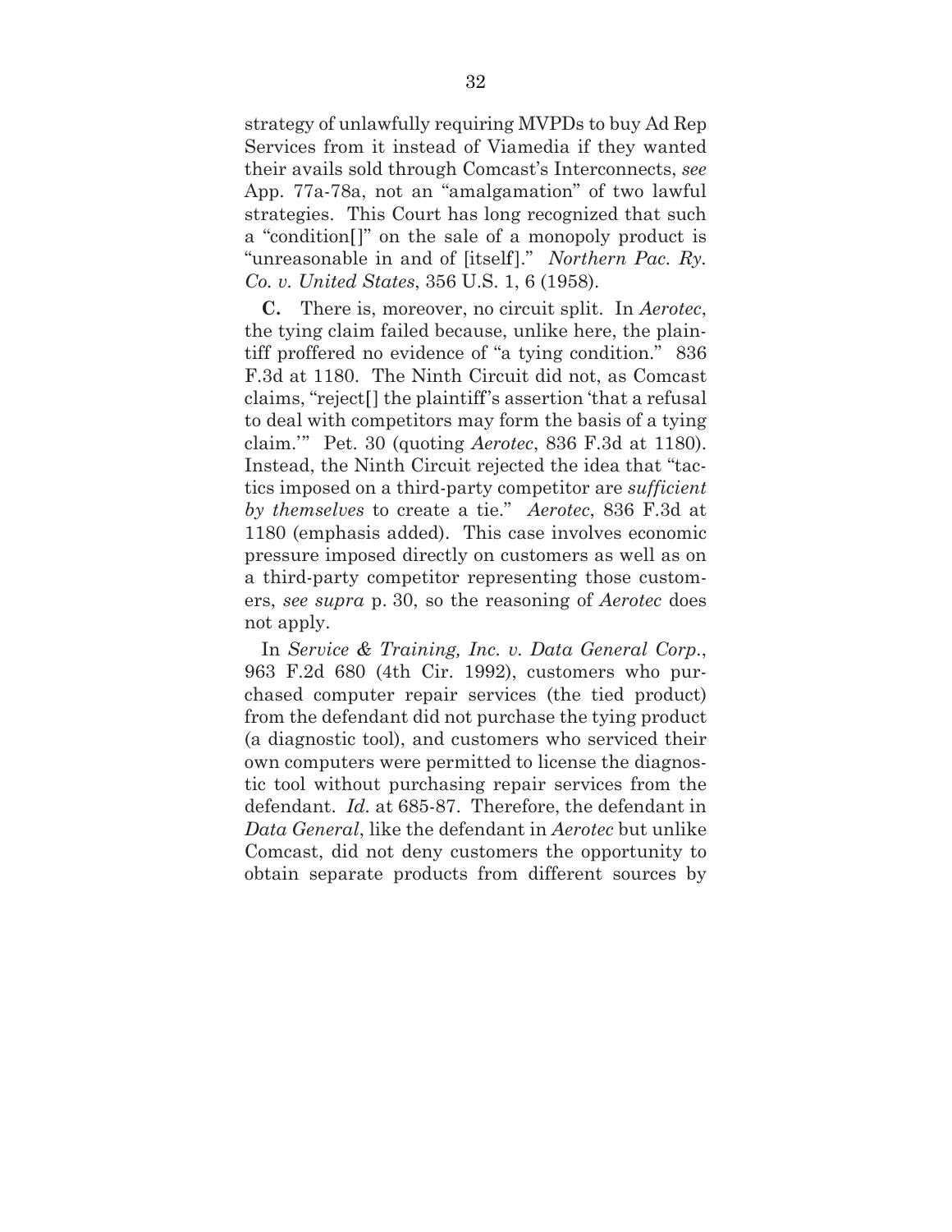strategy of unlawfully requiring MVPDs to buy Ad Rep Services from it instead of Viamedia if they wanted their avails sold through Comcast's Interconnects, *see* App. 77a-78a, not an "amalgamation" of two lawful strategies. This Court has long recognized that such a "condition[]" on the sale of a monopoly product is "unreasonable in and of [itself]." *Northern Pac. Ry. Co. v. United States*, 356 U.S. 1, 6 (1958).

**C.** There is, moreover, no circuit split. In *Aerotec*, the tying claim failed because, unlike here, the plaintiff proffered no evidence of "a tying condition." 836 F.3d at 1180. The Ninth Circuit did not, as Comcast claims, "reject[] the plaintiff's assertion 'that a refusal to deal with competitors may form the basis of a tying claim.'" Pet. 30 (quoting *Aerotec*, 836 F.3d at 1180). Instead, the Ninth Circuit rejected the idea that "tactics imposed on a third-party competitor are *sufficient by themselves* to create a tie." *Aerotec*, 836 F.3d at 1180 (emphasis added). This case involves economic pressure imposed directly on customers as well as on a third-party competitor representing those customers, *see supra* p. 30, so the reasoning of *Aerotec* does not apply.

In *Service & Training, Inc. v. Data General Corp.*, 963 F.2d 680 (4th Cir. 1992), customers who purchased computer repair services (the tied product) from the defendant did not purchase the tying product (a diagnostic tool), and customers who serviced their own computers were permitted to license the diagnostic tool without purchasing repair services from the defendant. *Id.* at 685-87. Therefore, the defendant in *Data General*, like the defendant in *Aerotec* but unlike Comcast, did not deny customers the opportunity to obtain separate products from different sources by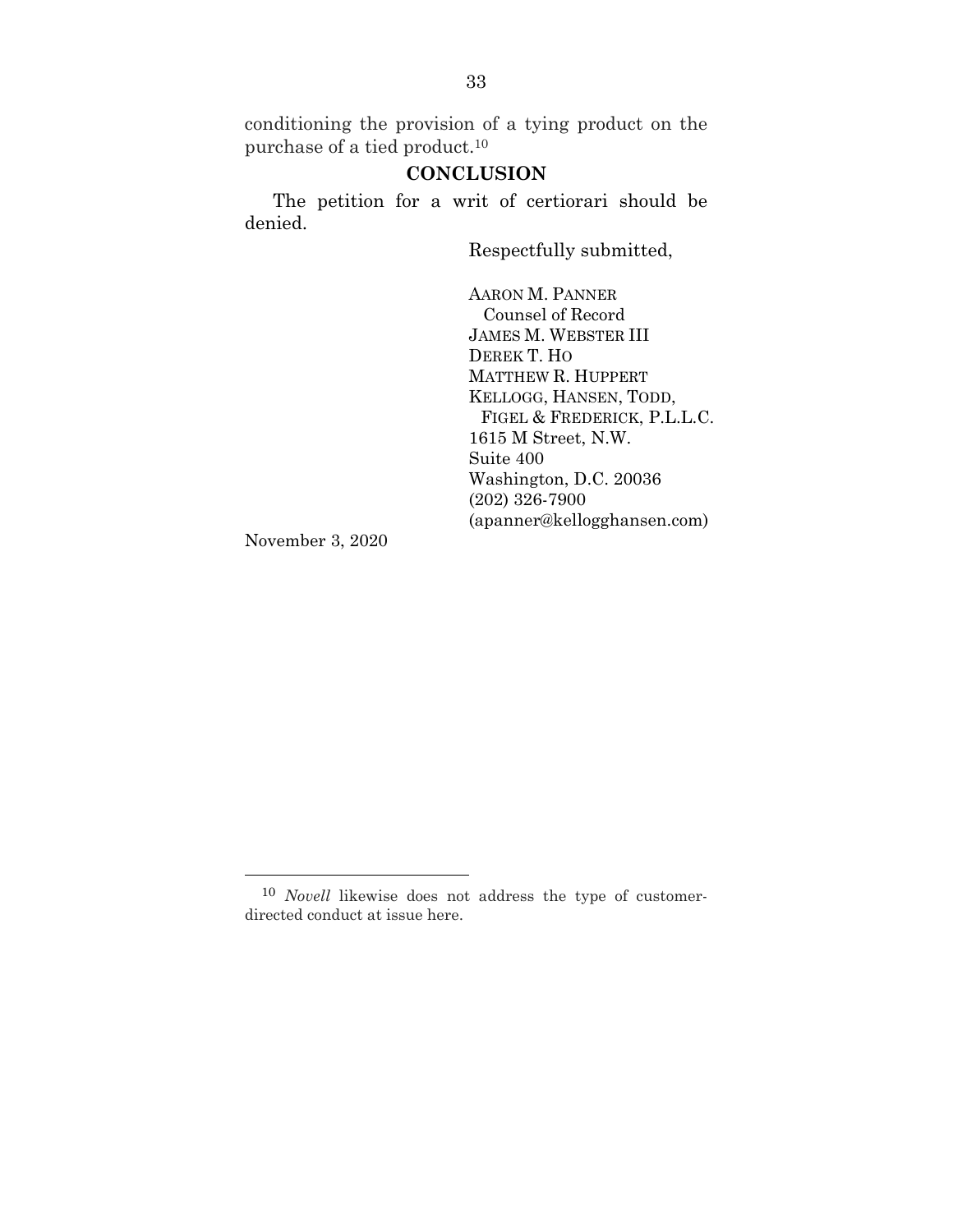conditioning the provision of a tying product on the purchase of a tied product.[10]

## CONCLUSION

The petition for a writ of certiorari should be denied.

Respectfully submitted,

AARON M. PANNER
Counsel of Record
JAMES M. WEBSTER III
DEREK T. HO
MATTHEW R. HUPPERT
KELLOGG, HANSEN, TODD,
FIGEL & FREDERICK, P.L.L.C.
1615 M Street, N.W.
Suite 400
Washington, D.C. 20036
(202) 326-7900
(apanner@kellogghansen.com)

November 3, 2020

---

[10] *Novell* likewise does not address the type of customer-directed conduct at issue here.